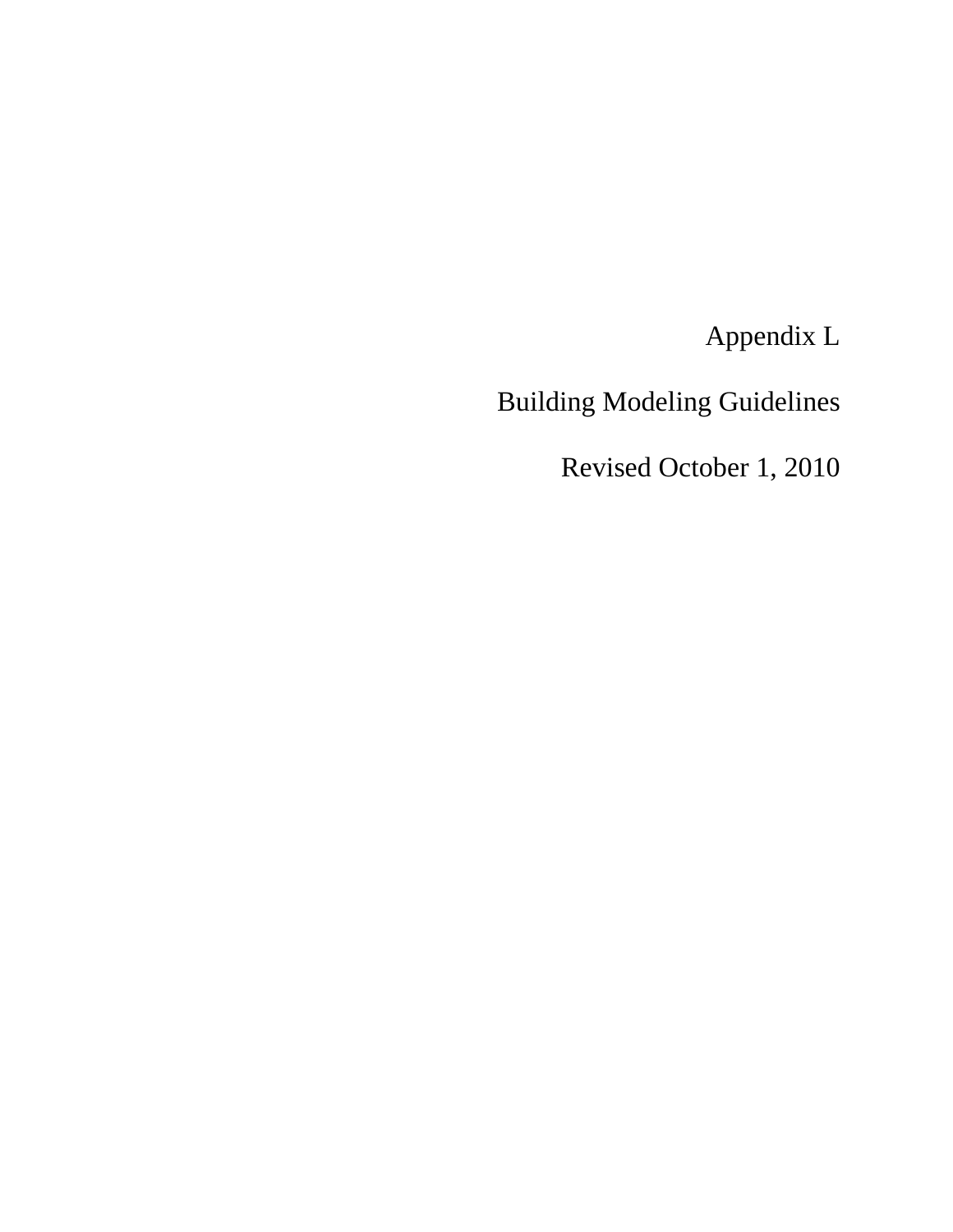# Appendix L

# Building Modeling Guidelines

Revised October 1, 2010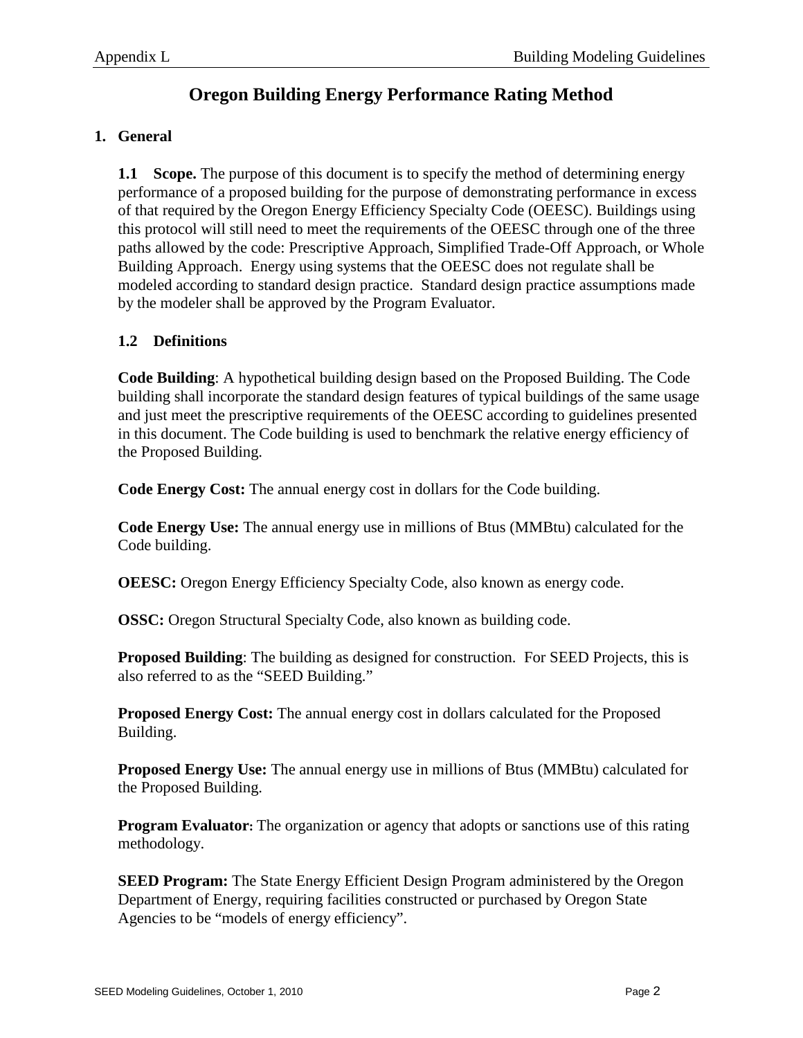# Oregon Building Energy Performance Rating Method

## 1. General

**1.1 Scope.** The purpose of this document is to specify the method of determining energy performance of a proposed building for the purpose of demonstrating performance in excess of that required by the Oregon Energy Efficiency Specialty Code (OEESC). Buildings using this protocol will still need to meet the requirements of the OEESC through one of the three paths allowed by the code: Prescriptive Approach, Simplified Trade-Off Approach, or Whole Building Approach. Energy using systems that the OEESC does not regulate shall be modeled according to standard design practice. Standard design practice assumptions made by the modeler shall be approved by the Program Evaluator.

### 1.2 Definitions

**Code Building**: A hypothetical building design based on the Proposed Building. The Code building shall incorporate the standard design features of typical buildings of the same usage and just meet the prescriptive requirements of the OEESC according to guidelines presented in this document. The Code building is used to benchmark the relative energy efficiency of the Proposed Building.

**Code Energy Cost:** The annual energy cost in dollars for the Code building.

**Code Energy Use:** The annual energy use in millions of Btus (MMBtu) calculated for the Code building.

**OEESC:** Oregon Energy Efficiency Specialty Code, also known as energy code.

**OSSC:** Oregon Structural Specialty Code, also known as building code.

**Proposed Building**: The building as designed for construction. For SEED Projects, this is also referred to as the "SEED Building."

**Proposed Energy Cost:** The annual energy cost in dollars calculated for the Proposed Building.

**Proposed Energy Use:** The annual energy use in millions of Btus (MMBtu) calculated for the Proposed Building.

**Program Evaluator:** The organization or agency that adopts or sanctions use of this rating methodology.

**SEED Program:** The State Energy Efficient Design Program administered by the Oregon Department of Energy, requiring facilities constructed or purchased by Oregon State Agencies to be "models of energy efficiency".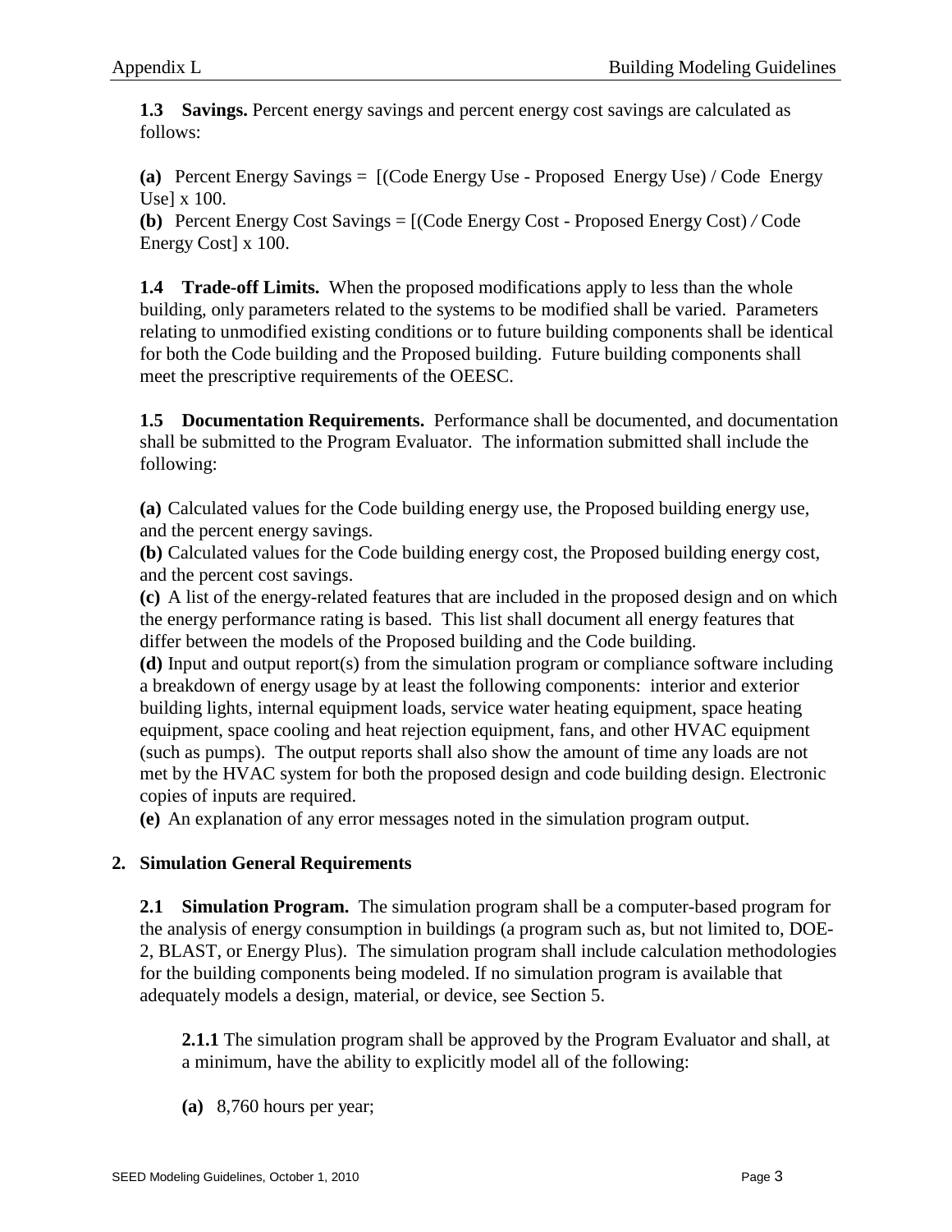**1.3 Savings.** Percent energy savings and percent energy cost savings are calculated as follows:

**(a)** Percent Energy Savings = [(Code Energy Use - Proposed Energy Use) / Code Energy Use] x 100.

**(b)** Percent Energy Cost Savings = [(Code Energy Cost - Proposed Energy Cost) / Code Energy Cost] x 100.

**1.4 Trade-off Limits.** When the proposed modifications apply to less than the whole building, only parameters related to the systems to be modified shall be varied. Parameters relating to unmodified existing conditions or to future building components shall be identical for both the Code building and the Proposed building. Future building components shall meet the prescriptive requirements of the OEESC.

**1.5 Documentation Requirements.** Performance shall be documented, and documentation shall be submitted to the Program Evaluator. The information submitted shall include the following:

**(a)** Calculated values for the Code building energy use, the Proposed building energy use, and the percent energy savings.

**(b)** Calculated values for the Code building energy cost, the Proposed building energy cost, and the percent cost savings.

**(c)** A list of the energy-related features that are included in the proposed design and on which the energy performance rating is based. This list shall document all energy features that differ between the models of the Proposed building and the Code building.

**(d)** Input and output report(s) from the simulation program or compliance software including a breakdown of energy usage by at least the following components: interior and exterior building lights, internal equipment loads, service water heating equipment, space heating equipment, space cooling and heat rejection equipment, fans, and other HVAC equipment (such as pumps). The output reports shall also show the amount of time any loads are not met by the HVAC system for both the proposed design and code building design. Electronic copies of inputs are required.

**(e)** An explanation of any error messages noted in the simulation program output.

## 2. Simulation General Requirements

**2.1 Simulation Program.** The simulation program shall be a computer-based program for the analysis of energy consumption in buildings (a program such as, but not limited to, DOE-2, BLAST, or Energy Plus). The simulation program shall include calculation methodologies for the building components being modeled. If no simulation program is available that adequately models a design, material, or device, see Section 5.

**2.1.1** The simulation program shall be approved by the Program Evaluator and shall, at a minimum, have the ability to explicitly model all of the following:

**(a)** 8,760 hours per year;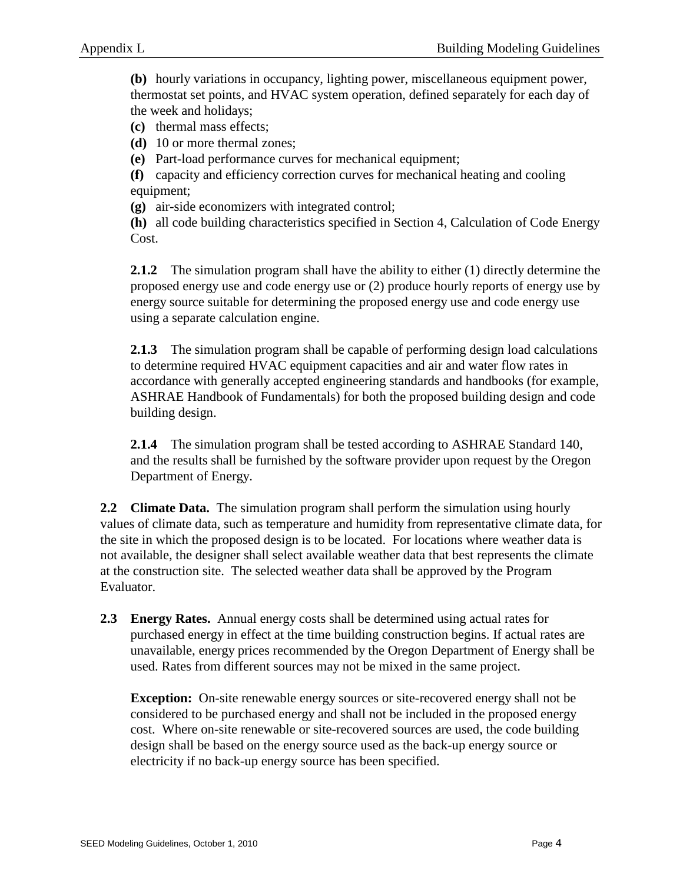**(b)** hourly variations in occupancy, lighting power, miscellaneous equipment power, thermostat set points, and HVAC system operation, defined separately for each day of the week and holidays;

**(c)** thermal mass effects;

**(d)** 10 or more thermal zones;

**(e)** Part-load performance curves for mechanical equipment;

**(f)** capacity and efficiency correction curves for mechanical heating and cooling equipment;

**(g)** air-side economizers with integrated control;

**(h)** all code building characteristics specified in Section 4, Calculation of Code Energy Cost.

**2.1.2** The simulation program shall have the ability to either (1) directly determine the proposed energy use and code energy use or (2) produce hourly reports of energy use by energy source suitable for determining the proposed energy use and code energy use using a separate calculation engine.

**2.1.3** The simulation program shall be capable of performing design load calculations to determine required HVAC equipment capacities and air and water flow rates in accordance with generally accepted engineering standards and handbooks (for example, ASHRAE Handbook of Fundamentals) for both the proposed building design and code building design.

**2.1.4** The simulation program shall be tested according to ASHRAE Standard 140, and the results shall be furnished by the software provider upon request by the Oregon Department of Energy.

**2.2 Climate Data.** The simulation program shall perform the simulation using hourly values of climate data, such as temperature and humidity from representative climate data, for the site in which the proposed design is to be located. For locations where weather data is not available, the designer shall select available weather data that best represents the climate at the construction site. The selected weather data shall be approved by the Program Evaluator.

**2.3 Energy Rates.** Annual energy costs shall be determined using actual rates for purchased energy in effect at the time building construction begins. If actual rates are unavailable, energy prices recommended by the Oregon Department of Energy shall be used. Rates from different sources may not be mixed in the same project.

**Exception:** On-site renewable energy sources or site-recovered energy shall not be considered to be purchased energy and shall not be included in the proposed energy cost. Where on-site renewable or site-recovered sources are used, the code building design shall be based on the energy source used as the back-up energy source or electricity if no back-up energy source has been specified.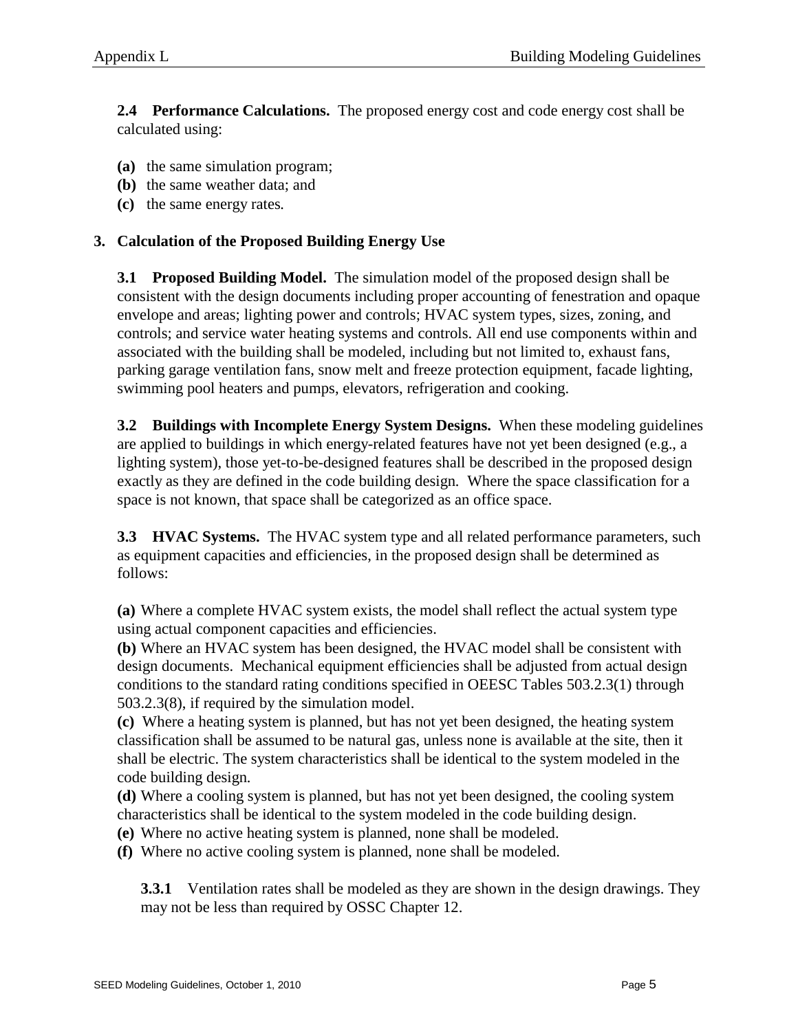**2.4 Performance Calculations.** The proposed energy cost and code energy cost shall be calculated using:

**(a)** the same simulation program;
**(b)** the same weather data; and
**(c)** the same energy rates.

## 3. Calculation of the Proposed Building Energy Use

**3.1 Proposed Building Model.** The simulation model of the proposed design shall be consistent with the design documents including proper accounting of fenestration and opaque envelope and areas; lighting power and controls; HVAC system types, sizes, zoning, and controls; and service water heating systems and controls. All end use components within and associated with the building shall be modeled, including but not limited to, exhaust fans, parking garage ventilation fans, snow melt and freeze protection equipment, facade lighting, swimming pool heaters and pumps, elevators, refrigeration and cooking.

**3.2 Buildings with Incomplete Energy System Designs.** When these modeling guidelines are applied to buildings in which energy-related features have not yet been designed (e.g., a lighting system), those yet-to-be-designed features shall be described in the proposed design exactly as they are defined in the code building design. Where the space classification for a space is not known, that space shall be categorized as an office space.

**3.3 HVAC Systems.** The HVAC system type and all related performance parameters, such as equipment capacities and efficiencies, in the proposed design shall be determined as follows:

**(a)** Where a complete HVAC system exists, the model shall reflect the actual system type using actual component capacities and efficiencies.
**(b)** Where an HVAC system has been designed, the HVAC model shall be consistent with design documents. Mechanical equipment efficiencies shall be adjusted from actual design conditions to the standard rating conditions specified in OEESC Tables 503.2.3(1) through 503.2.3(8), if required by the simulation model.
**(c)** Where a heating system is planned, but has not yet been designed, the heating system classification shall be assumed to be natural gas, unless none is available at the site, then it shall be electric. The system characteristics shall be identical to the system modeled in the code building design.
**(d)** Where a cooling system is planned, but has not yet been designed, the cooling system characteristics shall be identical to the system modeled in the code building design.
**(e)** Where no active heating system is planned, none shall be modeled.
**(f)** Where no active cooling system is planned, none shall be modeled.

**3.3.1** Ventilation rates shall be modeled as they are shown in the design drawings. They may not be less than required by OSSC Chapter 12.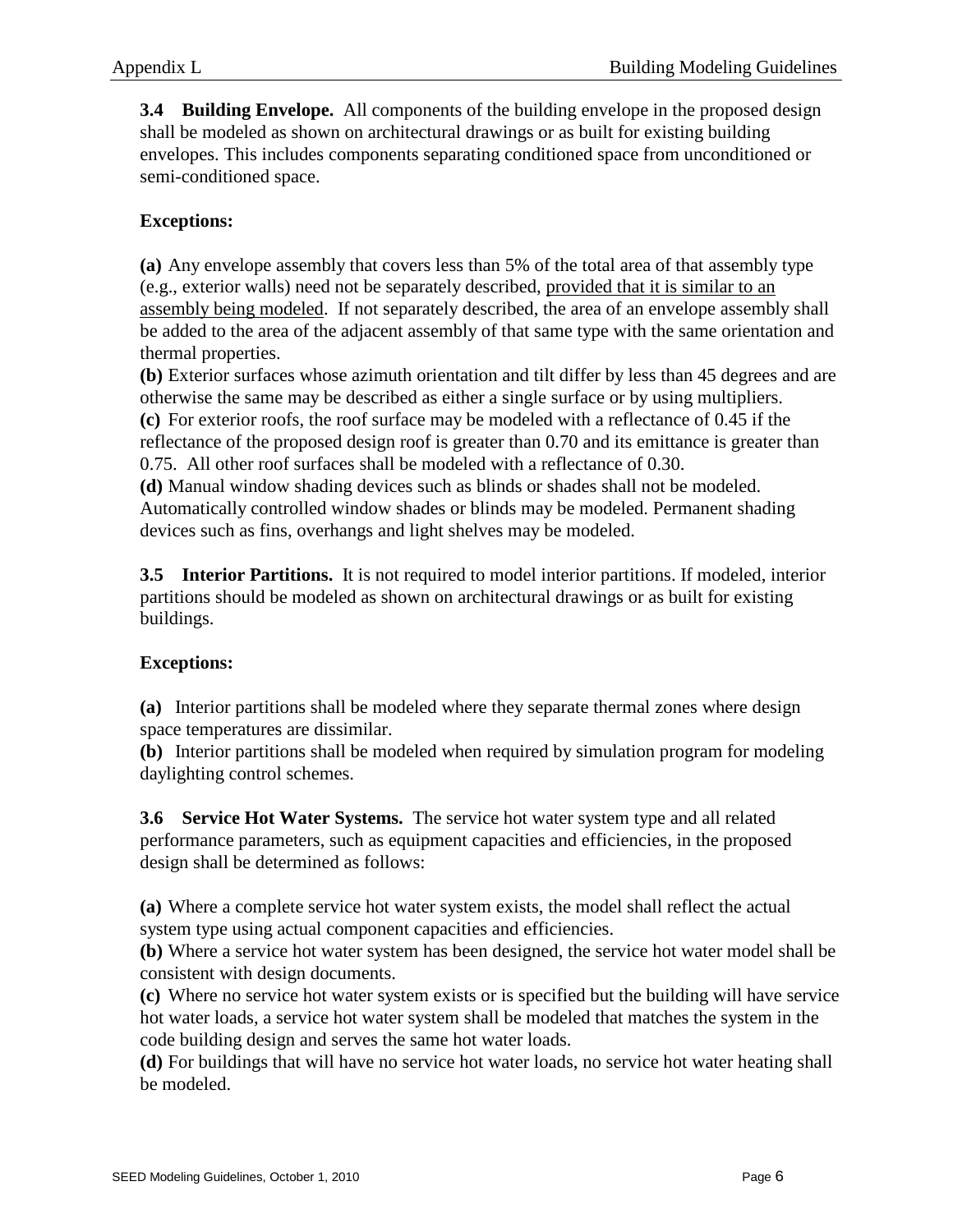**3.4 Building Envelope.** All components of the building envelope in the proposed design shall be modeled as shown on architectural drawings or as built for existing building envelopes. This includes components separating conditioned space from unconditioned or semi-conditioned space.

**Exceptions:**

**(a)** Any envelope assembly that covers less than 5% of the total area of that assembly type (e.g., exterior walls) need not be separately described, <u>provided that it is similar to an assembly being modeled</u>. If not separately described, the area of an envelope assembly shall be added to the area of the adjacent assembly of that same type with the same orientation and thermal properties.
**(b)** Exterior surfaces whose azimuth orientation and tilt differ by less than 45 degrees and are otherwise the same may be described as either a single surface or by using multipliers.
**(c)** For exterior roofs, the roof surface may be modeled with a reflectance of 0.45 if the reflectance of the proposed design roof is greater than 0.70 and its emittance is greater than 0.75. All other roof surfaces shall be modeled with a reflectance of 0.30.
**(d)** Manual window shading devices such as blinds or shades shall not be modeled. Automatically controlled window shades or blinds may be modeled. Permanent shading devices such as fins, overhangs and light shelves may be modeled.

**3.5 Interior Partitions.** It is not required to model interior partitions. If modeled, interior partitions should be modeled as shown on architectural drawings or as built for existing buildings.

**Exceptions:**

**(a)** Interior partitions shall be modeled where they separate thermal zones where design space temperatures are dissimilar.
**(b)** Interior partitions shall be modeled when required by simulation program for modeling daylighting control schemes.

**3.6 Service Hot Water Systems.** The service hot water system type and all related performance parameters, such as equipment capacities and efficiencies, in the proposed design shall be determined as follows:

**(a)** Where a complete service hot water system exists, the model shall reflect the actual system type using actual component capacities and efficiencies.
**(b)** Where a service hot water system has been designed, the service hot water model shall be consistent with design documents.
**(c)** Where no service hot water system exists or is specified but the building will have service hot water loads, a service hot water system shall be modeled that matches the system in the code building design and serves the same hot water loads.
**(d)** For buildings that will have no service hot water loads, no service hot water heating shall be modeled.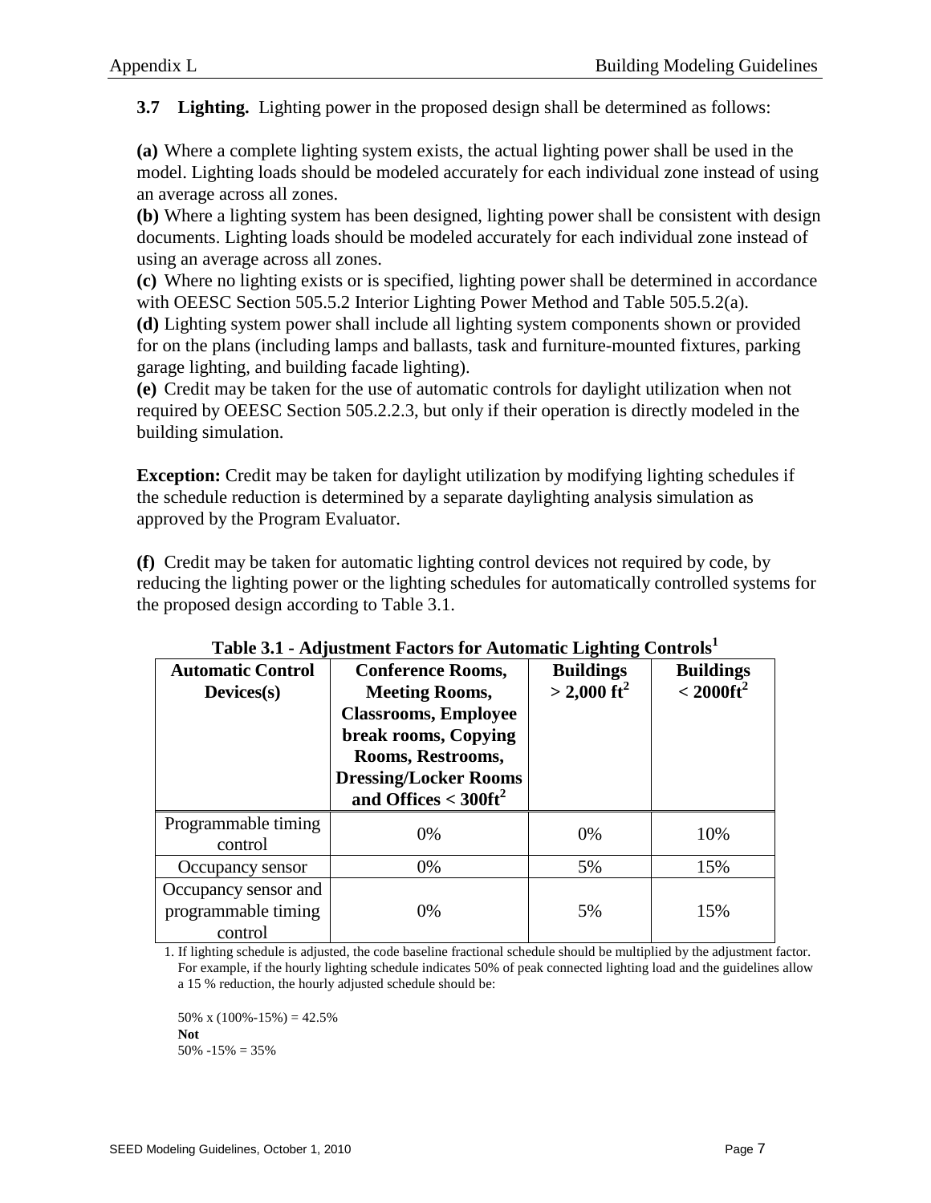**3.7 Lighting.** Lighting power in the proposed design shall be determined as follows:

**(a)** Where a complete lighting system exists, the actual lighting power shall be used in the model. Lighting loads should be modeled accurately for each individual zone instead of using an average across all zones.

**(b)** Where a lighting system has been designed, lighting power shall be consistent with design documents. Lighting loads should be modeled accurately for each individual zone instead of using an average across all zones.

**(c)** Where no lighting exists or is specified, lighting power shall be determined in accordance with OEESC Section 505.5.2 Interior Lighting Power Method and Table 505.5.2(a).

**(d)** Lighting system power shall include all lighting system components shown or provided for on the plans (including lamps and ballasts, task and furniture-mounted fixtures, parking garage lighting, and building facade lighting).

**(e)** Credit may be taken for the use of automatic controls for daylight utilization when not required by OEESC Section 505.2.2.3, but only if their operation is directly modeled in the building simulation.

**Exception:** Credit may be taken for daylight utilization by modifying lighting schedules if the schedule reduction is determined by a separate daylighting analysis simulation as approved by the Program Evaluator.

**(f)** Credit may be taken for automatic lighting control devices not required by code, by reducing the lighting power or the lighting schedules for automatically controlled systems for the proposed design according to Table 3.1.

**Table 3.1 - Adjustment Factors for Automatic Lighting Controls[1]**

| Automatic Control Devices(s) | Conference Rooms, Meeting Rooms, Classrooms, Employee break rooms, Copying Rooms, Restrooms, Dressing/Locker Rooms and Offices < 300ft$^2$ | Buildings > 2,000 ft$^2$ | Buildings < 2000ft$^2$ |
|---|---|---|---|
| Programmable timing control | 0% | 0% | 10% |
| Occupancy sensor | 0% | 5% | 15% |
| Occupancy sensor and programmable timing control | 0% | 5% | 15% |

1. If lighting schedule is adjusted, the code baseline fractional schedule should be multiplied by the adjustment factor. For example, if the hourly lighting schedule indicates 50% of peak connected lighting load and the guidelines allow a 15 % reduction, the hourly adjusted schedule should be:

   50% x (100%-15%) = 42.5%
   **Not**
   50% -15% = 35%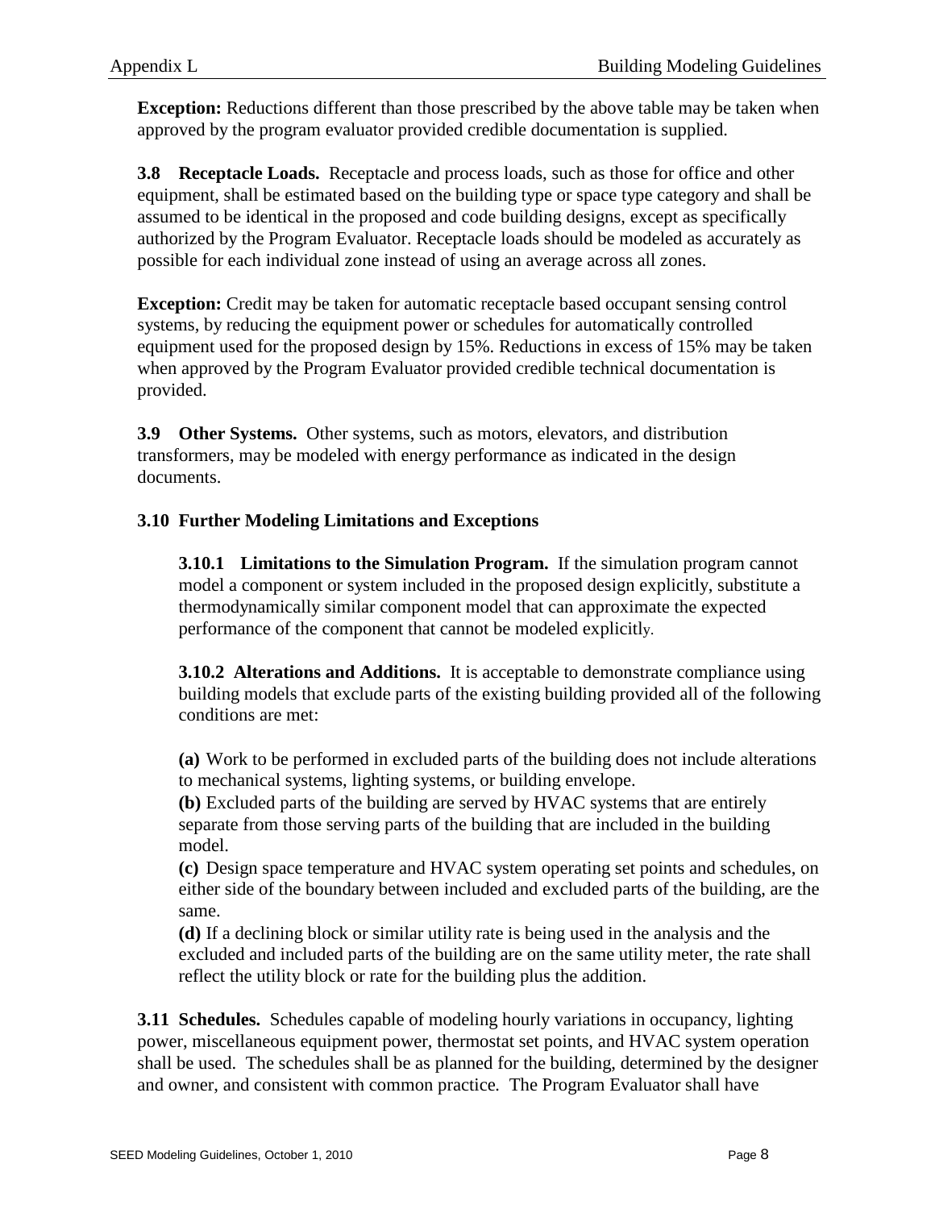**Exception:** Reductions different than those prescribed by the above table may be taken when approved by the program evaluator provided credible documentation is supplied.

**3.8 Receptacle Loads.** Receptacle and process loads, such as those for office and other equipment, shall be estimated based on the building type or space type category and shall be assumed to be identical in the proposed and code building designs, except as specifically authorized by the Program Evaluator. Receptacle loads should be modeled as accurately as possible for each individual zone instead of using an average across all zones.

**Exception:** Credit may be taken for automatic receptacle based occupant sensing control systems, by reducing the equipment power or schedules for automatically controlled equipment used for the proposed design by 15%. Reductions in excess of 15% may be taken when approved by the Program Evaluator provided credible technical documentation is provided.

**3.9 Other Systems.** Other systems, such as motors, elevators, and distribution transformers, may be modeled with energy performance as indicated in the design documents.

### 3.10 Further Modeling Limitations and Exceptions

**3.10.1 Limitations to the Simulation Program.** If the simulation program cannot model a component or system included in the proposed design explicitly, substitute a thermodynamically similar component model that can approximate the expected performance of the component that cannot be modeled explicitly.

**3.10.2 Alterations and Additions.** It is acceptable to demonstrate compliance using building models that exclude parts of the existing building provided all of the following conditions are met:

**(a)** Work to be performed in excluded parts of the building does not include alterations to mechanical systems, lighting systems, or building envelope.
**(b)** Excluded parts of the building are served by HVAC systems that are entirely separate from those serving parts of the building that are included in the building model.
**(c)** Design space temperature and HVAC system operating set points and schedules, on either side of the boundary between included and excluded parts of the building, are the same.
**(d)** If a declining block or similar utility rate is being used in the analysis and the excluded and included parts of the building are on the same utility meter, the rate shall reflect the utility block or rate for the building plus the addition.

**3.11 Schedules.** Schedules capable of modeling hourly variations in occupancy, lighting power, miscellaneous equipment power, thermostat set points, and HVAC system operation shall be used. The schedules shall be as planned for the building, determined by the designer and owner, and consistent with common practice. The Program Evaluator shall have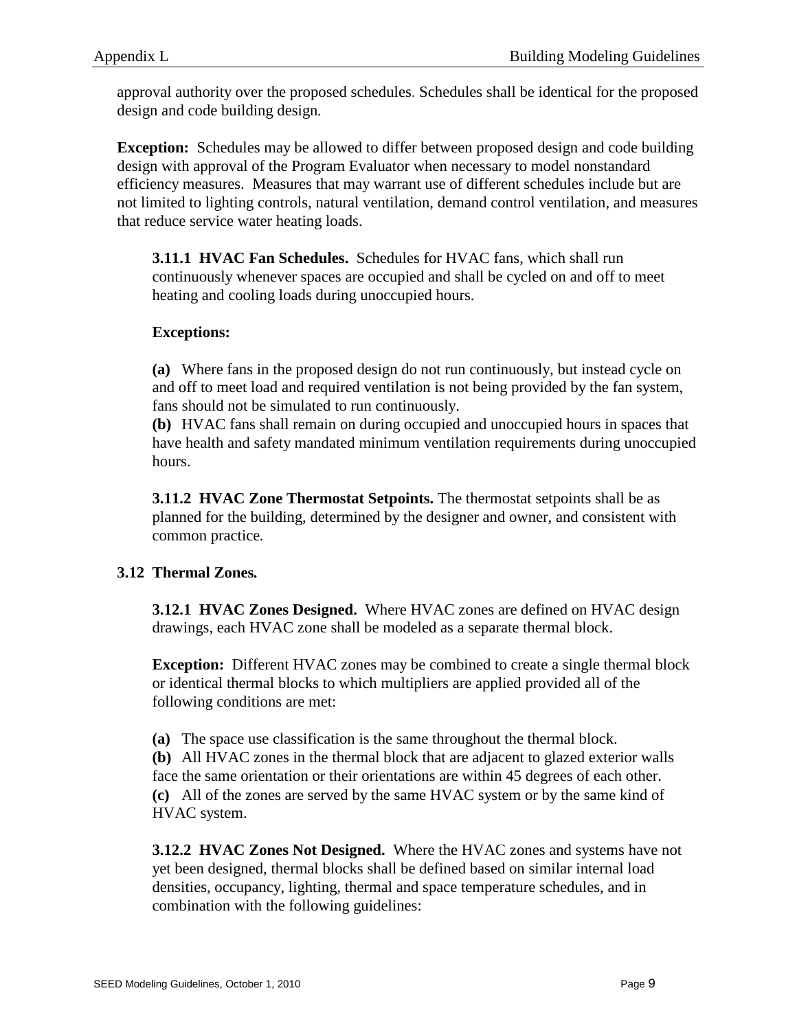approval authority over the proposed schedules. Schedules shall be identical for the proposed design and code building design.

**Exception:** Schedules may be allowed to differ between proposed design and code building design with approval of the Program Evaluator when necessary to model nonstandard efficiency measures. Measures that may warrant use of different schedules include but are not limited to lighting controls, natural ventilation, demand control ventilation, and measures that reduce service water heating loads.

**3.11.1 HVAC Fan Schedules.** Schedules for HVAC fans, which shall run continuously whenever spaces are occupied and shall be cycled on and off to meet heating and cooling loads during unoccupied hours.

**Exceptions:**

**(a)** Where fans in the proposed design do not run continuously, but instead cycle on and off to meet load and required ventilation is not being provided by the fan system, fans should not be simulated to run continuously.

**(b)** HVAC fans shall remain on during occupied and unoccupied hours in spaces that have health and safety mandated minimum ventilation requirements during unoccupied hours.

**3.11.2 HVAC Zone Thermostat Setpoints.** The thermostat setpoints shall be as planned for the building, determined by the designer and owner, and consistent with common practice.

### 3.12 Thermal Zones.

**3.12.1 HVAC Zones Designed.** Where HVAC zones are defined on HVAC design drawings, each HVAC zone shall be modeled as a separate thermal block.

**Exception:** Different HVAC zones may be combined to create a single thermal block or identical thermal blocks to which multipliers are applied provided all of the following conditions are met:

**(a)** The space use classification is the same throughout the thermal block.

**(b)** All HVAC zones in the thermal block that are adjacent to glazed exterior walls face the same orientation or their orientations are within 45 degrees of each other.

**(c)** All of the zones are served by the same HVAC system or by the same kind of HVAC system.

**3.12.2 HVAC Zones Not Designed.** Where the HVAC zones and systems have not yet been designed, thermal blocks shall be defined based on similar internal load densities, occupancy, lighting, thermal and space temperature schedules, and in combination with the following guidelines: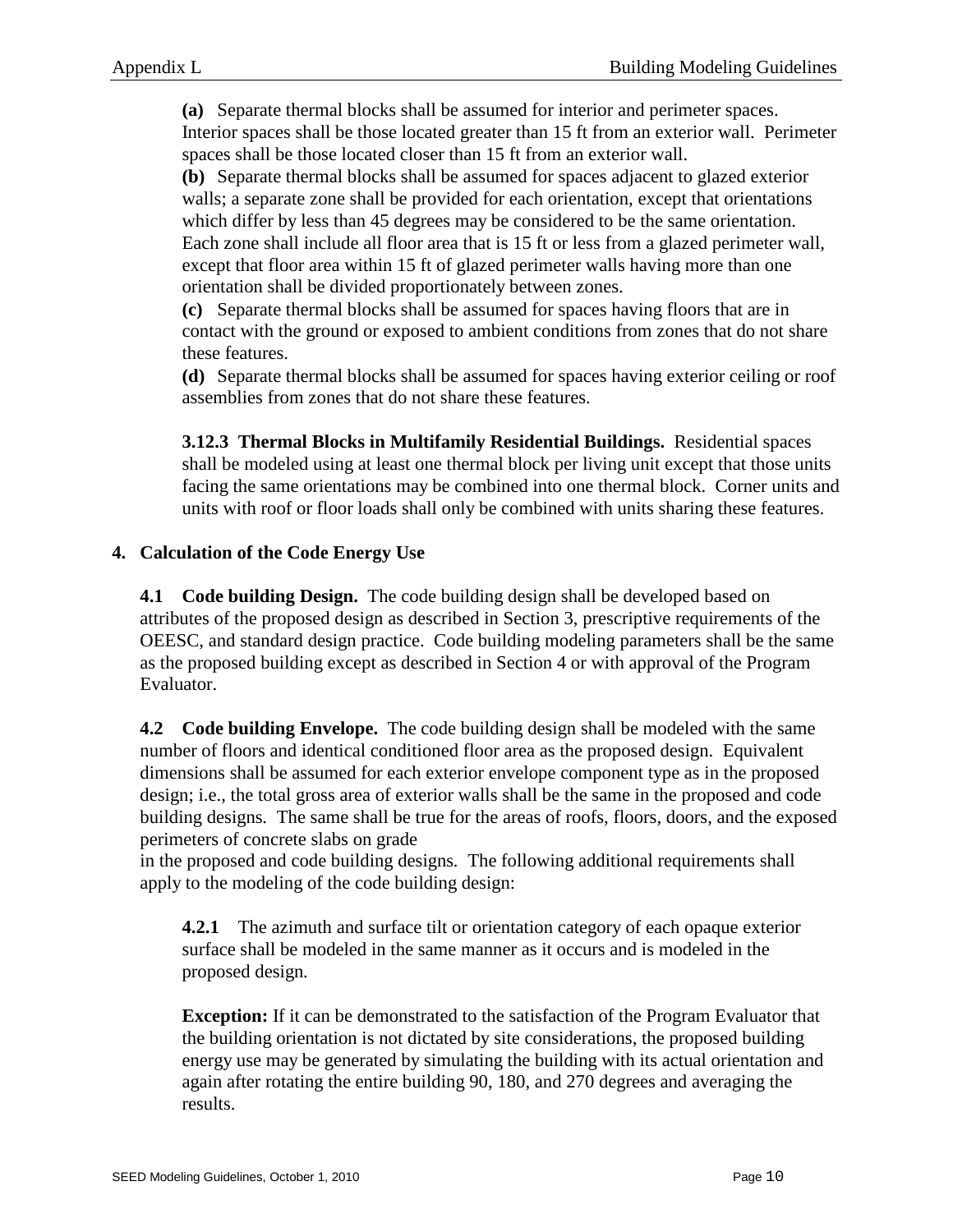**(a)** Separate thermal blocks shall be assumed for interior and perimeter spaces. Interior spaces shall be those located greater than 15 ft from an exterior wall. Perimeter spaces shall be those located closer than 15 ft from an exterior wall.

**(b)** Separate thermal blocks shall be assumed for spaces adjacent to glazed exterior walls; a separate zone shall be provided for each orientation, except that orientations which differ by less than 45 degrees may be considered to be the same orientation. Each zone shall include all floor area that is 15 ft or less from a glazed perimeter wall, except that floor area within 15 ft of glazed perimeter walls having more than one orientation shall be divided proportionately between zones.

**(c)** Separate thermal blocks shall be assumed for spaces having floors that are in contact with the ground or exposed to ambient conditions from zones that do not share these features.

**(d)** Separate thermal blocks shall be assumed for spaces having exterior ceiling or roof assemblies from zones that do not share these features.

**3.12.3 Thermal Blocks in Multifamily Residential Buildings.** Residential spaces shall be modeled using at least one thermal block per living unit except that those units facing the same orientations may be combined into one thermal block. Corner units and units with roof or floor loads shall only be combined with units sharing these features.

## 4. Calculation of the Code Energy Use

**4.1 Code building Design.** The code building design shall be developed based on attributes of the proposed design as described in Section 3, prescriptive requirements of the OEESC, and standard design practice. Code building modeling parameters shall be the same as the proposed building except as described in Section 4 or with approval of the Program Evaluator.

**4.2 Code building Envelope.** The code building design shall be modeled with the same number of floors and identical conditioned floor area as the proposed design. Equivalent dimensions shall be assumed for each exterior envelope component type as in the proposed design; i.e., the total gross area of exterior walls shall be the same in the proposed and code building designs. The same shall be true for the areas of roofs, floors, doors, and the exposed perimeters of concrete slabs on grade in the proposed and code building designs. The following additional requirements shall apply to the modeling of the code building design:

**4.2.1** The azimuth and surface tilt or orientation category of each opaque exterior surface shall be modeled in the same manner as it occurs and is modeled in the proposed design.

**Exception:** If it can be demonstrated to the satisfaction of the Program Evaluator that the building orientation is not dictated by site considerations, the proposed building energy use may be generated by simulating the building with its actual orientation and again after rotating the entire building 90, 180, and 270 degrees and averaging the results.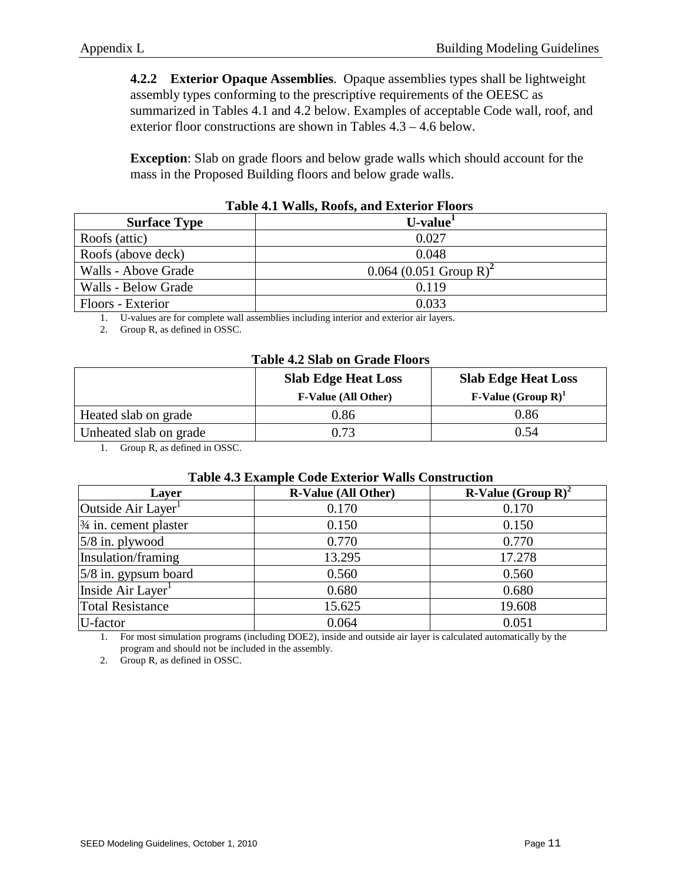**4.2.2 Exterior Opaque Assemblies**. Opaque assemblies types shall be lightweight assembly types conforming to the prescriptive requirements of the OEESC as summarized in Tables 4.1 and 4.2 below. Examples of acceptable Code wall, roof, and exterior floor constructions are shown in Tables 4.3 – 4.6 below.

**Exception**: Slab on grade floors and below grade walls which should account for the mass in the Proposed Building floors and below grade walls.

**Table 4.1 Walls, Roofs, and Exterior Floors**

| Surface Type | U-value[1] |
|---|---|
| Roofs (attic) | 0.027 |
| Roofs (above deck) | 0.048 |
| Walls - Above Grade | 0.064 (0.051 Group R)[2] |
| Walls - Below Grade | 0.119 |
| Floors - Exterior | 0.033 |

1. U-values are for complete wall assemblies including interior and exterior air layers.
2. Group R, as defined in OSSC.

**Table 4.2 Slab on Grade Floors**

| | Slab Edge Heat Loss F-Value (All Other) | Slab Edge Heat Loss F-Value (Group R)[1] |
|---|---|---|
| Heated slab on grade | 0.86 | 0.86 |
| Unheated slab on grade | 0.73 | 0.54 |

1. Group R, as defined in OSSC.

**Table 4.3 Example Code Exterior Walls Construction**

| Layer | R-Value (All Other) | R-Value (Group R)[2] |
|---|---|---|
| Outside Air Layer[1] | 0.170 | 0.170 |
| ¾ in. cement plaster | 0.150 | 0.150 |
| 5/8 in. plywood | 0.770 | 0.770 |
| Insulation/framing | 13.295 | 17.278 |
| 5/8 in. gypsum board | 0.560 | 0.560 |
| Inside Air Layer[1] | 0.680 | 0.680 |
| Total Resistance | 15.625 | 19.608 |
| U-factor | 0.064 | 0.051 |

1. For most simulation programs (including DOE2), inside and outside air layer is calculated automatically by the program and should not be included in the assembly.
2. Group R, as defined in OSSC.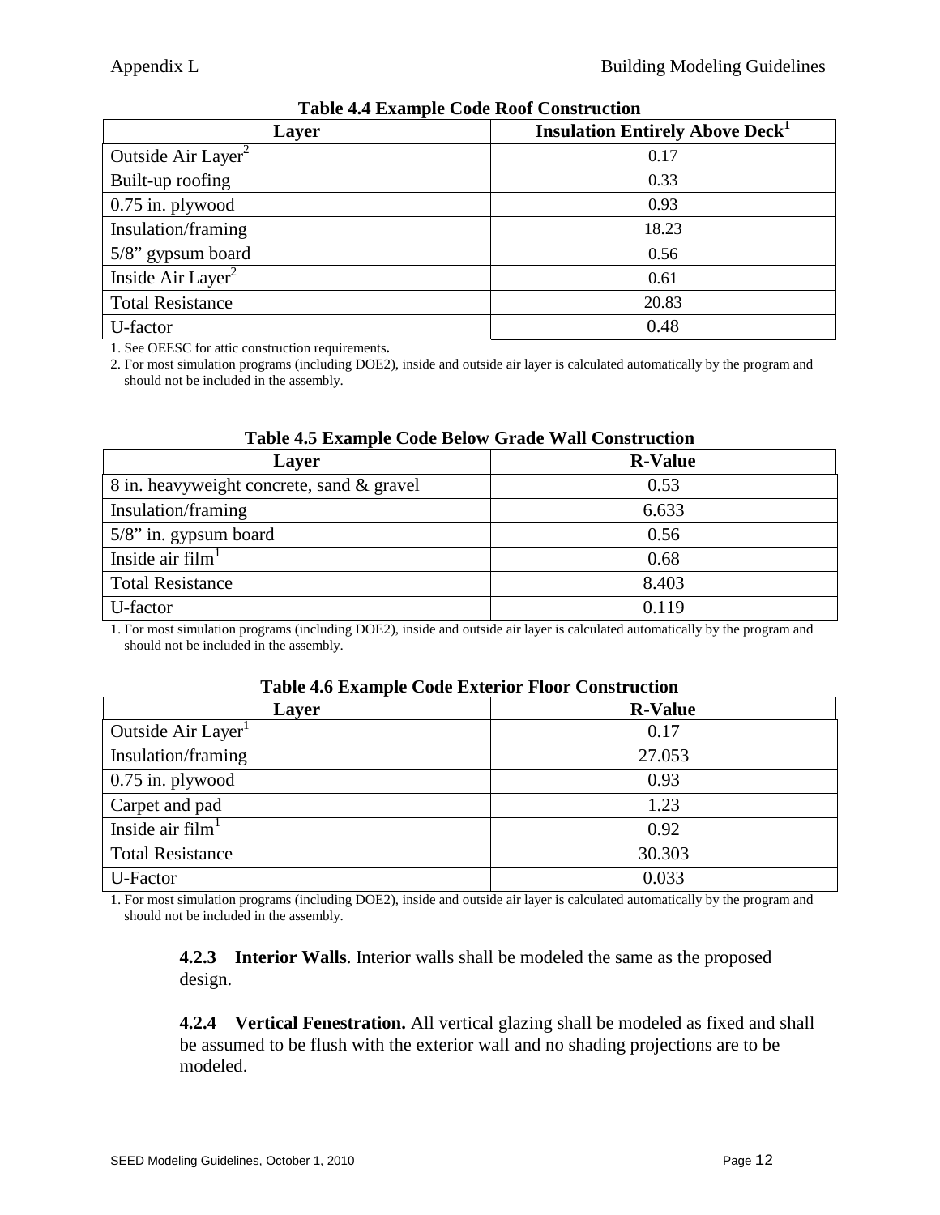**Table 4.4 Example Code Roof Construction**

| Layer | Insulation Entirely Above Deck[1] |
|---|---|
| Outside Air Layer[2] | 0.17 |
| Built-up roofing | 0.33 |
| 0.75 in. plywood | 0.93 |
| Insulation/framing | 18.23 |
| 5/8" gypsum board | 0.56 |
| Inside Air Layer[2] | 0.61 |
| Total Resistance | 20.83 |
| U-factor | 0.48 |

1. See OEESC for attic construction requirements**.**
2. For most simulation programs (including DOE2), inside and outside air layer is calculated automatically by the program and should not be included in the assembly.

**Table 4.5 Example Code Below Grade Wall Construction**

| Layer | R-Value |
|---|---|
| 8 in. heavyweight concrete, sand & gravel | 0.53 |
| Insulation/framing | 6.633 |
| 5/8" in. gypsum board | 0.56 |
| Inside air film[1] | 0.68 |
| Total Resistance | 8.403 |
| U-factor | 0.119 |

1. For most simulation programs (including DOE2), inside and outside air layer is calculated automatically by the program and should not be included in the assembly.

**Table 4.6 Example Code Exterior Floor Construction**

| Layer | R-Value |
|---|---|
| Outside Air Layer[1] | 0.17 |
| Insulation/framing | 27.053 |
| 0.75 in. plywood | 0.93 |
| Carpet and pad | 1.23 |
| Inside air film[1] | 0.92 |
| Total Resistance | 30.303 |
| U-Factor | 0.033 |

1. For most simulation programs (including DOE2), inside and outside air layer is calculated automatically by the program and should not be included in the assembly.

**4.2.3 Interior Walls**. Interior walls shall be modeled the same as the proposed design.

**4.2.4 Vertical Fenestration.** All vertical glazing shall be modeled as fixed and shall be assumed to be flush with the exterior wall and no shading projections are to be modeled.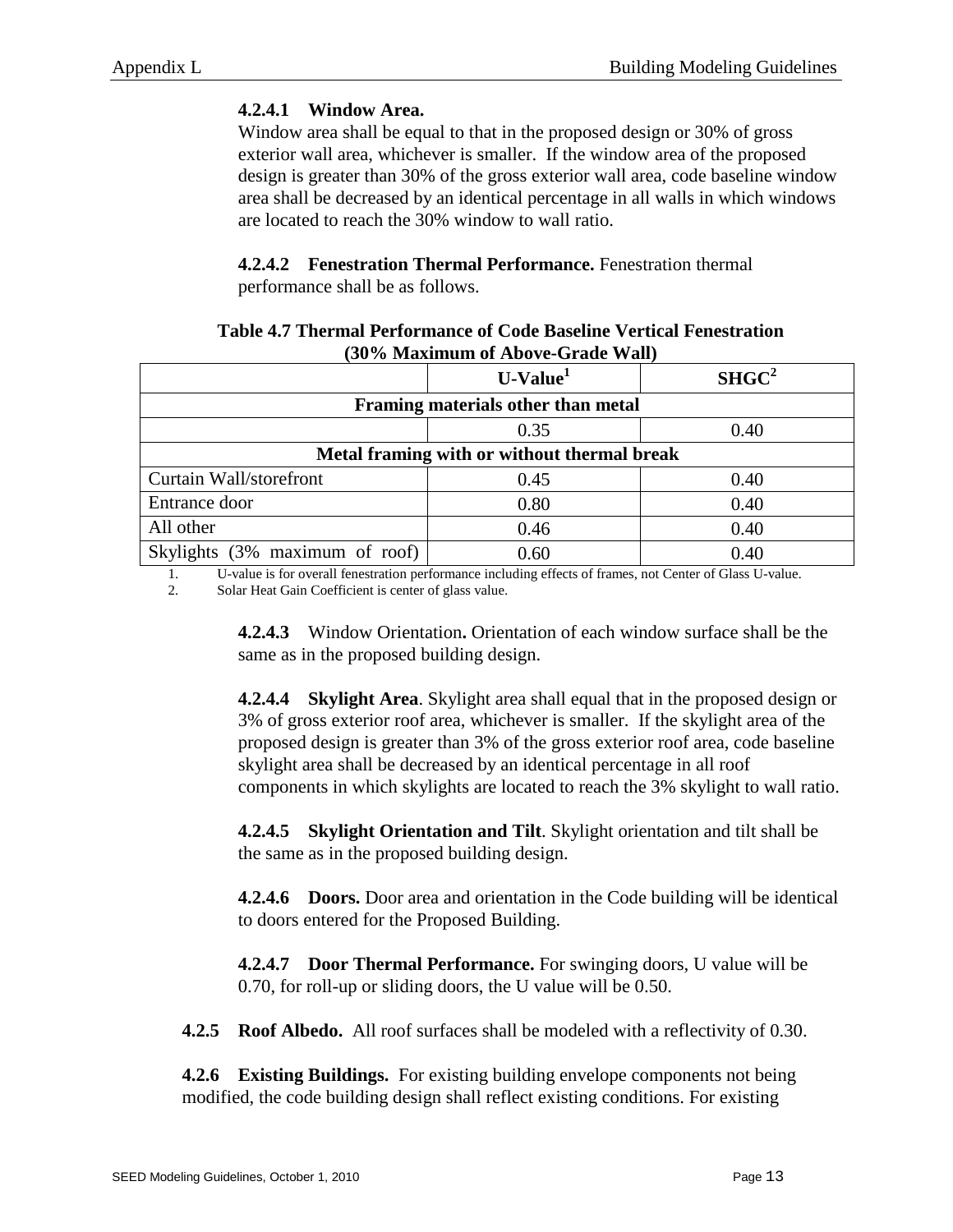#### 4.2.4.1 Window Area.

Window area shall be equal to that in the proposed design or 30% of gross exterior wall area, whichever is smaller. If the window area of the proposed design is greater than 30% of the gross exterior wall area, code baseline window area shall be decreased by an identical percentage in all walls in which windows are located to reach the 30% window to wall ratio.

**4.2.4.2 Fenestration Thermal Performance.** Fenestration thermal performance shall be as follows.

**Table 4.7 Thermal Performance of Code Baseline Vertical Fenestration (30% Maximum of Above-Grade Wall)**

| | U-Value[1] | SHGC[2] |
|---|---|---|
| **Framing materials other than metal** | | |
| | 0.35 | 0.40 |
| **Metal framing with or without thermal break** | | |
| Curtain Wall/storefront | 0.45 | 0.40 |
| Entrance door | 0.80 | 0.40 |
| All other | 0.46 | 0.40 |
| Skylights (3% maximum of roof) | 0.60 | 0.40 |

1. U-value is for overall fenestration performance including effects of frames, not Center of Glass U-value.
2. Solar Heat Gain Coefficient is center of glass value.

**4.2.4.3** Window Orientation**.** Orientation of each window surface shall be the same as in the proposed building design.

**4.2.4.4 Skylight Area**. Skylight area shall equal that in the proposed design or 3% of gross exterior roof area, whichever is smaller. If the skylight area of the proposed design is greater than 3% of the gross exterior roof area, code baseline skylight area shall be decreased by an identical percentage in all roof components in which skylights are located to reach the 3% skylight to wall ratio.

**4.2.4.5 Skylight Orientation and Tilt**. Skylight orientation and tilt shall be the same as in the proposed building design.

**4.2.4.6 Doors.** Door area and orientation in the Code building will be identical to doors entered for the Proposed Building.

**4.2.4.7 Door Thermal Performance.** For swinging doors, U value will be 0.70, for roll-up or sliding doors, the U value will be 0.50.

**4.2.5 Roof Albedo.** All roof surfaces shall be modeled with a reflectivity of 0.30.

**4.2.6 Existing Buildings.** For existing building envelope components not being modified, the code building design shall reflect existing conditions. For existing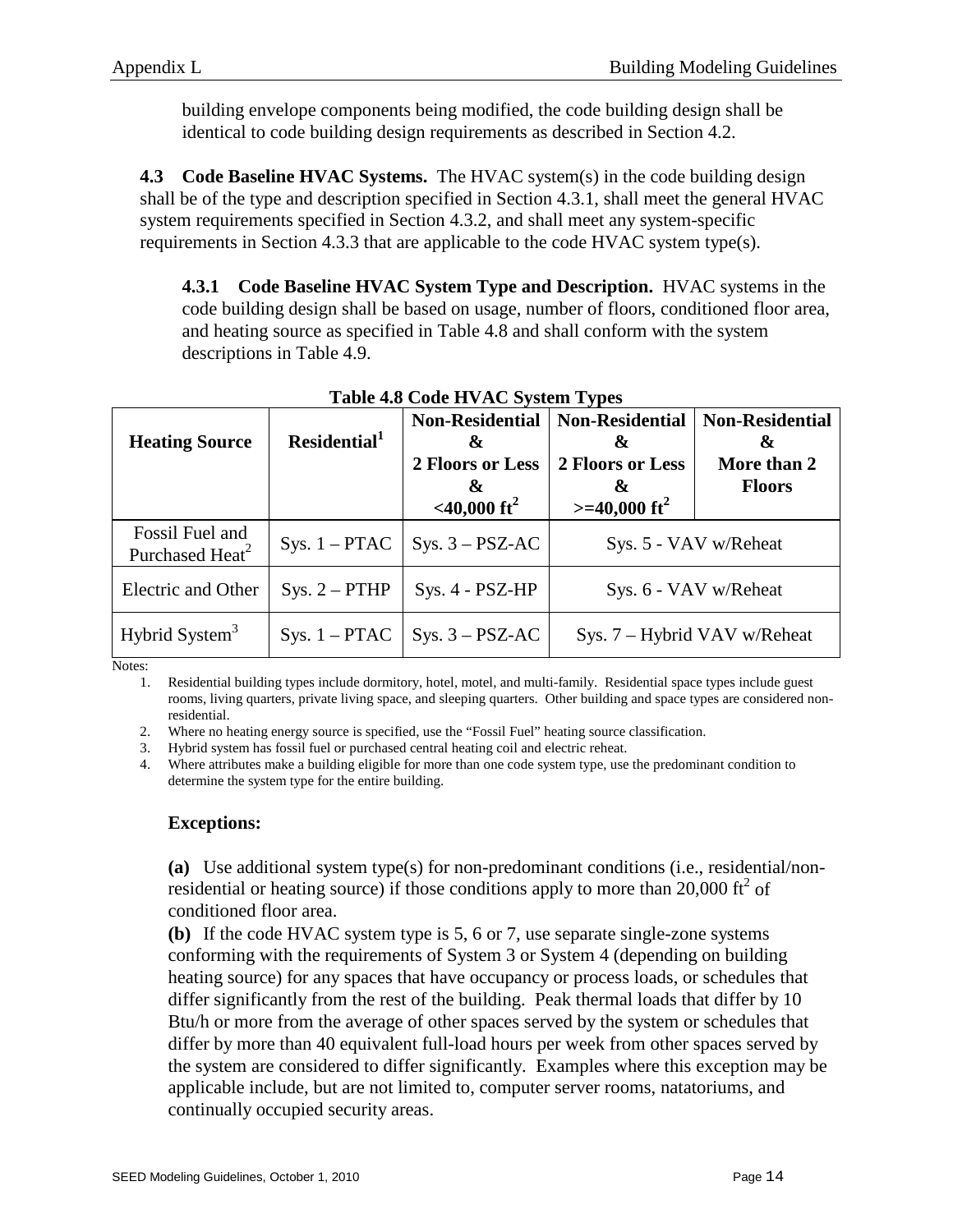building envelope components being modified, the code building design shall be identical to code building design requirements as described in Section 4.2.

**4.3 Code Baseline HVAC Systems.** The HVAC system(s) in the code building design shall be of the type and description specified in Section 4.3.1, shall meet the general HVAC system requirements specified in Section 4.3.2, and shall meet any system-specific requirements in Section 4.3.3 that are applicable to the code HVAC system type(s).

**4.3.1 Code Baseline HVAC System Type and Description.** HVAC systems in the code building design shall be based on usage, number of floors, conditioned floor area, and heating source as specified in Table 4.8 and shall conform with the system descriptions in Table 4.9.

**Table 4.8 Code HVAC System Types**

| Heating Source | Residential[1] | Non-Residential & 2 Floors or Less & <40,000 ft² | Non-Residential & 2 Floors or Less & >=40,000 ft² | Non-Residential & More than 2 Floors |
|---|---|---|---|---|
| Fossil Fuel and Purchased Heat[2] | Sys. 1 – PTAC | Sys. 3 – PSZ-AC | Sys. 5 - VAV w/Reheat | |
| Electric and Other | Sys. 2 – PTHP | Sys. 4 - PSZ-HP | Sys. 6 - VAV w/Reheat | |
| Hybrid System[3] | Sys. 1 – PTAC | Sys. 3 – PSZ-AC | Sys. 7 – Hybrid VAV w/Reheat | |

Notes:

1. Residential building types include dormitory, hotel, motel, and multi-family. Residential space types include guest rooms, living quarters, private living space, and sleeping quarters. Other building and space types are considered non-residential.
2. Where no heating energy source is specified, use the "Fossil Fuel" heating source classification.
3. Hybrid system has fossil fuel or purchased central heating coil and electric reheat.
4. Where attributes make a building eligible for more than one code system type, use the predominant condition to determine the system type for the entire building.

**Exceptions:**

**(a)** Use additional system type(s) for non-predominant conditions (i.e., residential/non-residential or heating source) if those conditions apply to more than 20,000 ft² of conditioned floor area.

**(b)** If the code HVAC system type is 5, 6 or 7, use separate single-zone systems conforming with the requirements of System 3 or System 4 (depending on building heating source) for any spaces that have occupancy or process loads, or schedules that differ significantly from the rest of the building. Peak thermal loads that differ by 10 Btu/h or more from the average of other spaces served by the system or schedules that differ by more than 40 equivalent full-load hours per week from other spaces served by the system are considered to differ significantly. Examples where this exception may be applicable include, but are not limited to, computer server rooms, natatoriums, and continually occupied security areas.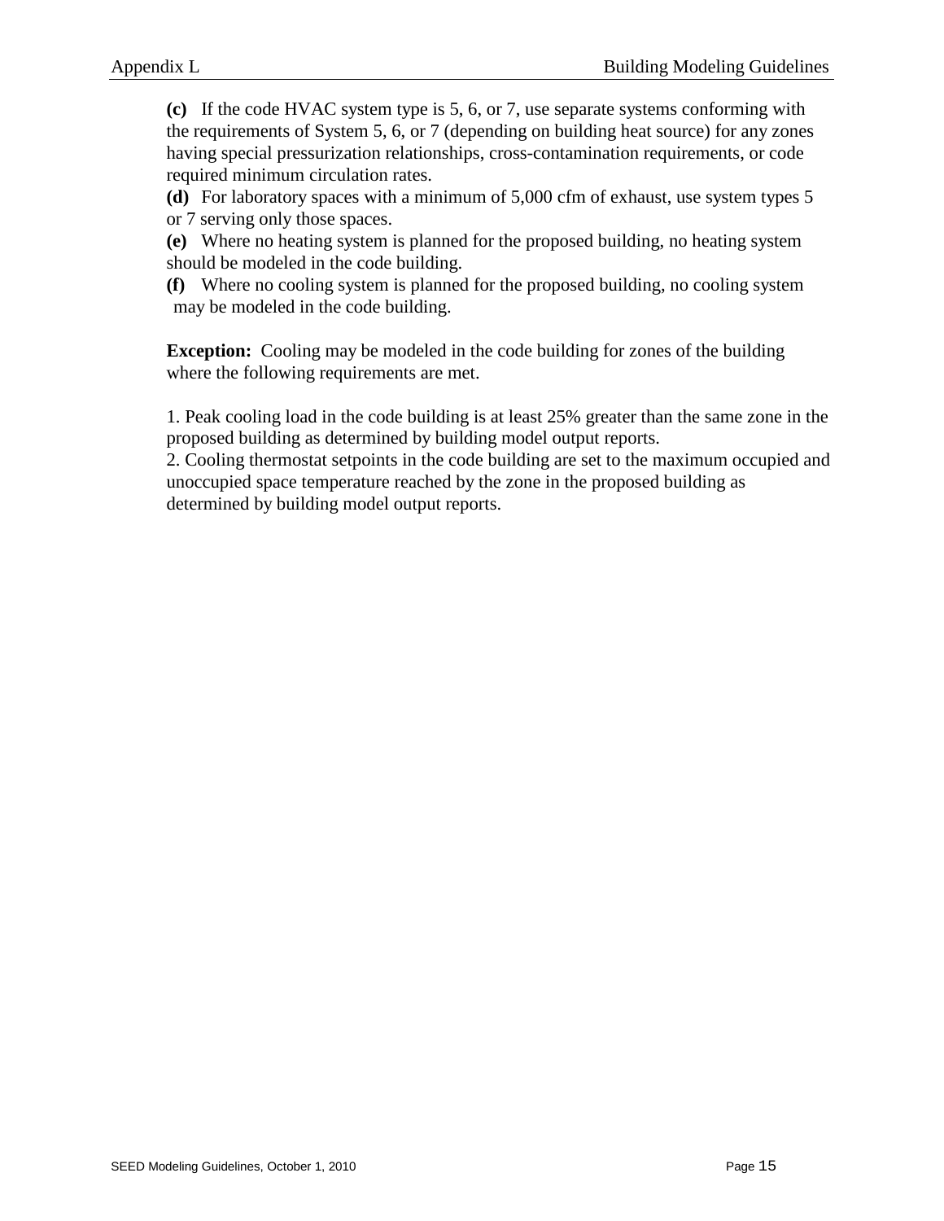**(c)** If the code HVAC system type is 5, 6, or 7, use separate systems conforming with the requirements of System 5, 6, or 7 (depending on building heat source) for any zones having special pressurization relationships, cross-contamination requirements, or code required minimum circulation rates.

**(d)** For laboratory spaces with a minimum of 5,000 cfm of exhaust, use system types 5 or 7 serving only those spaces.

**(e)** Where no heating system is planned for the proposed building, no heating system should be modeled in the code building.

**(f)** Where no cooling system is planned for the proposed building, no cooling system may be modeled in the code building.

**Exception:** Cooling may be modeled in the code building for zones of the building where the following requirements are met.

1. Peak cooling load in the code building is at least 25% greater than the same zone in the proposed building as determined by building model output reports.
2. Cooling thermostat setpoints in the code building are set to the maximum occupied and unoccupied space temperature reached by the zone in the proposed building as determined by building model output reports.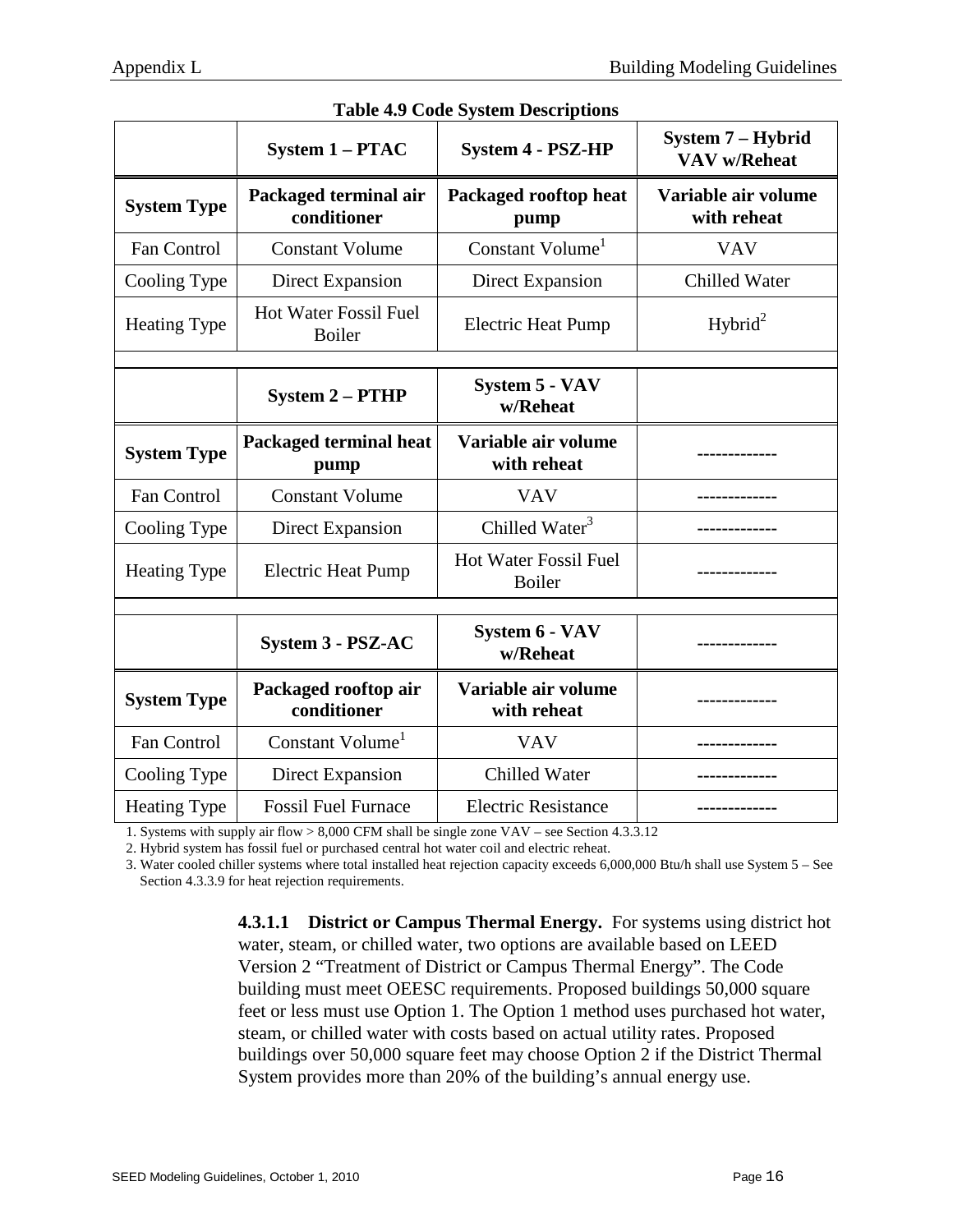**Table 4.9 Code System Descriptions**

| | System 1 – PTAC | System 4 - PSZ-HP | System 7 – Hybrid VAV w/Reheat |
|---|---|---|---|
| **System Type** | **Packaged terminal air conditioner** | **Packaged rooftop heat pump** | **Variable air volume with reheat** |
| Fan Control | Constant Volume | Constant Volume[1] | VAV |
| Cooling Type | Direct Expansion | Direct Expansion | Chilled Water |
| Heating Type | Hot Water Fossil Fuel Boiler | Electric Heat Pump | Hybrid[2] |
| | | | |
| | **System 2 – PTHP** | **System 5 - VAV w/Reheat** | |
| **System Type** | **Packaged terminal heat pump** | **Variable air volume with reheat** | ------------- |
| Fan Control | Constant Volume | VAV | ------------- |
| Cooling Type | Direct Expansion | Chilled Water[3] | ------------- |
| Heating Type | Electric Heat Pump | Hot Water Fossil Fuel Boiler | ------------- |
| | | | |
| | **System 3 - PSZ-AC** | **System 6 - VAV w/Reheat** | ------------- |
| **System Type** | **Packaged rooftop air conditioner** | **Variable air volume with reheat** | ------------- |
| Fan Control | Constant Volume[1] | VAV | ------------- |
| Cooling Type | Direct Expansion | Chilled Water | ------------- |
| Heating Type | Fossil Fuel Furnace | Electric Resistance | ------------- |

1. Systems with supply air flow > 8,000 CFM shall be single zone VAV – see Section 4.3.3.12
2. Hybrid system has fossil fuel or purchased central hot water coil and electric reheat.
3. Water cooled chiller systems where total installed heat rejection capacity exceeds 6,000,000 Btu/h shall use System 5 – See Section 4.3.3.9 for heat rejection requirements.

**4.3.1.1 District or Campus Thermal Energy.** For systems using district hot water, steam, or chilled water, two options are available based on LEED Version 2 "Treatment of District or Campus Thermal Energy". The Code building must meet OEESC requirements. Proposed buildings 50,000 square feet or less must use Option 1. The Option 1 method uses purchased hot water, steam, or chilled water with costs based on actual utility rates. Proposed buildings over 50,000 square feet may choose Option 2 if the District Thermal System provides more than 20% of the building's annual energy use.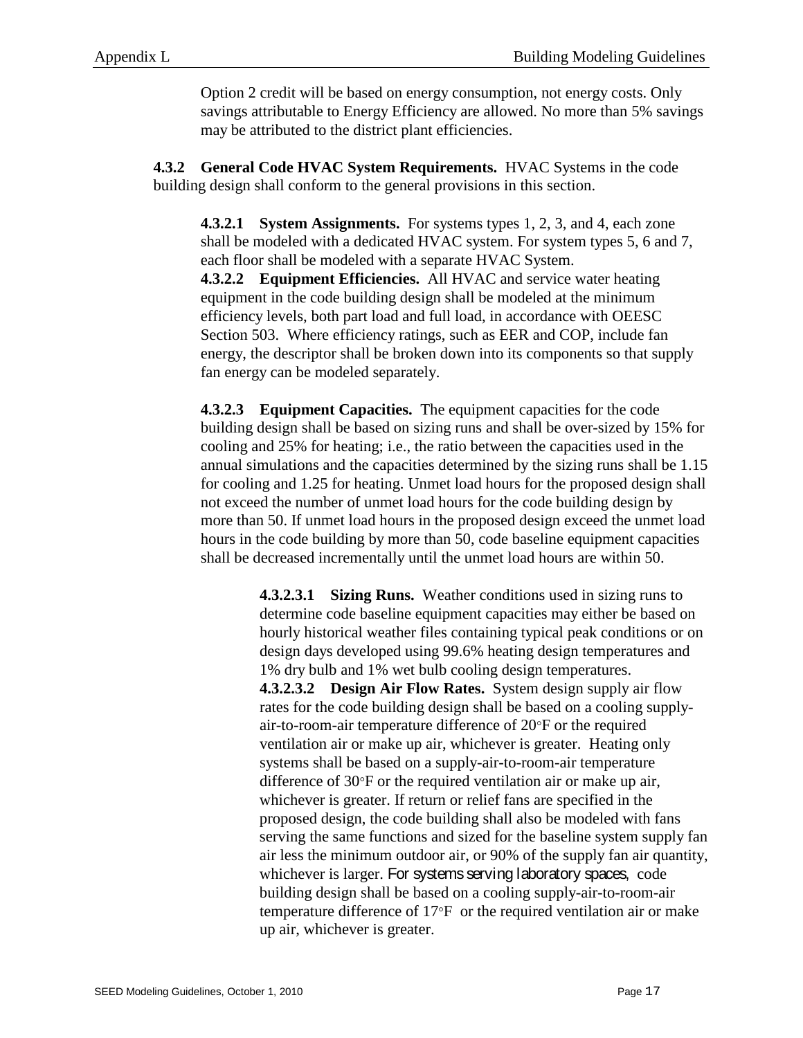Option 2 credit will be based on energy consumption, not energy costs. Only savings attributable to Energy Efficiency are allowed. No more than 5% savings may be attributed to the district plant efficiencies.

**4.3.2 General Code HVAC System Requirements.** HVAC Systems in the code building design shall conform to the general provisions in this section.

**4.3.2.1 System Assignments.** For systems types 1, 2, 3, and 4, each zone shall be modeled with a dedicated HVAC system. For system types 5, 6 and 7, each floor shall be modeled with a separate HVAC System.

**4.3.2.2 Equipment Efficiencies.** All HVAC and service water heating equipment in the code building design shall be modeled at the minimum efficiency levels, both part load and full load, in accordance with OEESC Section 503. Where efficiency ratings, such as EER and COP, include fan energy, the descriptor shall be broken down into its components so that supply fan energy can be modeled separately.

**4.3.2.3 Equipment Capacities.** The equipment capacities for the code building design shall be based on sizing runs and shall be over-sized by 15% for cooling and 25% for heating; i.e., the ratio between the capacities used in the annual simulations and the capacities determined by the sizing runs shall be 1.15 for cooling and 1.25 for heating. Unmet load hours for the proposed design shall not exceed the number of unmet load hours for the code building design by more than 50. If unmet load hours in the proposed design exceed the unmet load hours in the code building by more than 50, code baseline equipment capacities shall be decreased incrementally until the unmet load hours are within 50.

**4.3.2.3.1 Sizing Runs.** Weather conditions used in sizing runs to determine code baseline equipment capacities may either be based on hourly historical weather files containing typical peak conditions or on design days developed using 99.6% heating design temperatures and 1% dry bulb and 1% wet bulb cooling design temperatures.

**4.3.2.3.2 Design Air Flow Rates.** System design supply air flow rates for the code building design shall be based on a cooling supply-air-to-room-air temperature difference of 20°F or the required ventilation air or make up air, whichever is greater. Heating only systems shall be based on a supply-air-to-room-air temperature difference of 30°F or the required ventilation air or make up air, whichever is greater. If return or relief fans are specified in the proposed design, the code building shall also be modeled with fans serving the same functions and sized for the baseline system supply fan air less the minimum outdoor air, or 90% of the supply fan air quantity, whichever is larger. For systems serving laboratory spaces, code building design shall be based on a cooling supply-air-to-room-air temperature difference of 17°F or the required ventilation air or make up air, whichever is greater.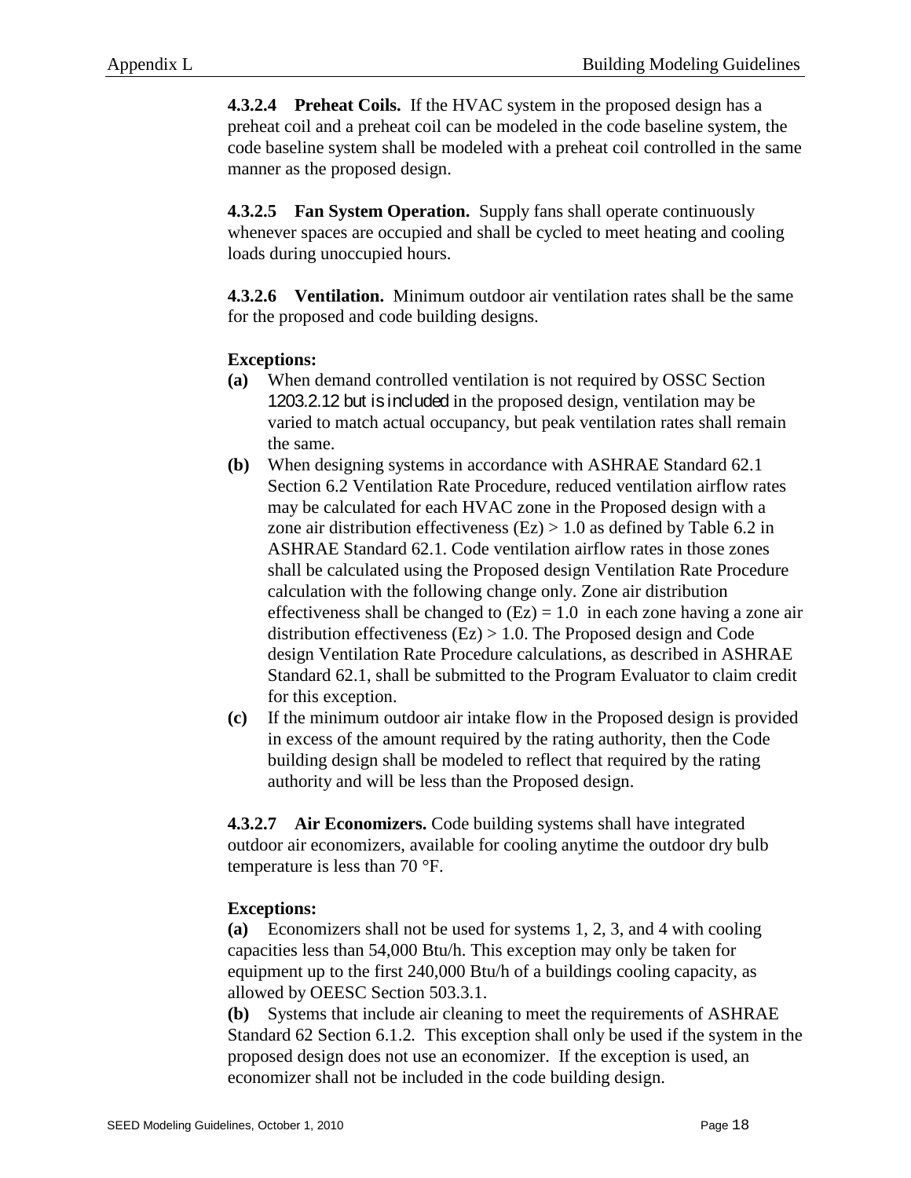**4.3.2.4 Preheat Coils.** If the HVAC system in the proposed design has a preheat coil and a preheat coil can be modeled in the code baseline system, the code baseline system shall be modeled with a preheat coil controlled in the same manner as the proposed design.

**4.3.2.5 Fan System Operation.** Supply fans shall operate continuously whenever spaces are occupied and shall be cycled to meet heating and cooling loads during unoccupied hours.

**4.3.2.6 Ventilation.** Minimum outdoor air ventilation rates shall be the same for the proposed and code building designs.

**Exceptions:**

**(a)** When demand controlled ventilation is not required by OSSC Section 1203.2.12 but is included in the proposed design, ventilation may be varied to match actual occupancy, but peak ventilation rates shall remain the same.

**(b)** When designing systems in accordance with ASHRAE Standard 62.1 Section 6.2 Ventilation Rate Procedure, reduced ventilation airflow rates may be calculated for each HVAC zone in the Proposed design with a zone air distribution effectiveness (Ez) > 1.0 as defined by Table 6.2 in ASHRAE Standard 62.1. Code ventilation airflow rates in those zones shall be calculated using the Proposed design Ventilation Rate Procedure calculation with the following change only. Zone air distribution effectiveness shall be changed to (Ez) = 1.0 in each zone having a zone air distribution effectiveness (Ez) > 1.0. The Proposed design and Code design Ventilation Rate Procedure calculations, as described in ASHRAE Standard 62.1, shall be submitted to the Program Evaluator to claim credit for this exception.

**(c)** If the minimum outdoor air intake flow in the Proposed design is provided in excess of the amount required by the rating authority, then the Code building design shall be modeled to reflect that required by the rating authority and will be less than the Proposed design.

**4.3.2.7 Air Economizers.** Code building systems shall have integrated outdoor air economizers, available for cooling anytime the outdoor dry bulb temperature is less than 70 °F.

**Exceptions:**

**(a)** Economizers shall not be used for systems 1, 2, 3, and 4 with cooling capacities less than 54,000 Btu/h. This exception may only be taken for equipment up to the first 240,000 Btu/h of a buildings cooling capacity, as allowed by OEESC Section 503.3.1.

**(b)** Systems that include air cleaning to meet the requirements of ASHRAE Standard 62 Section 6.1.2. This exception shall only be used if the system in the proposed design does not use an economizer. If the exception is used, an economizer shall not be included in the code building design.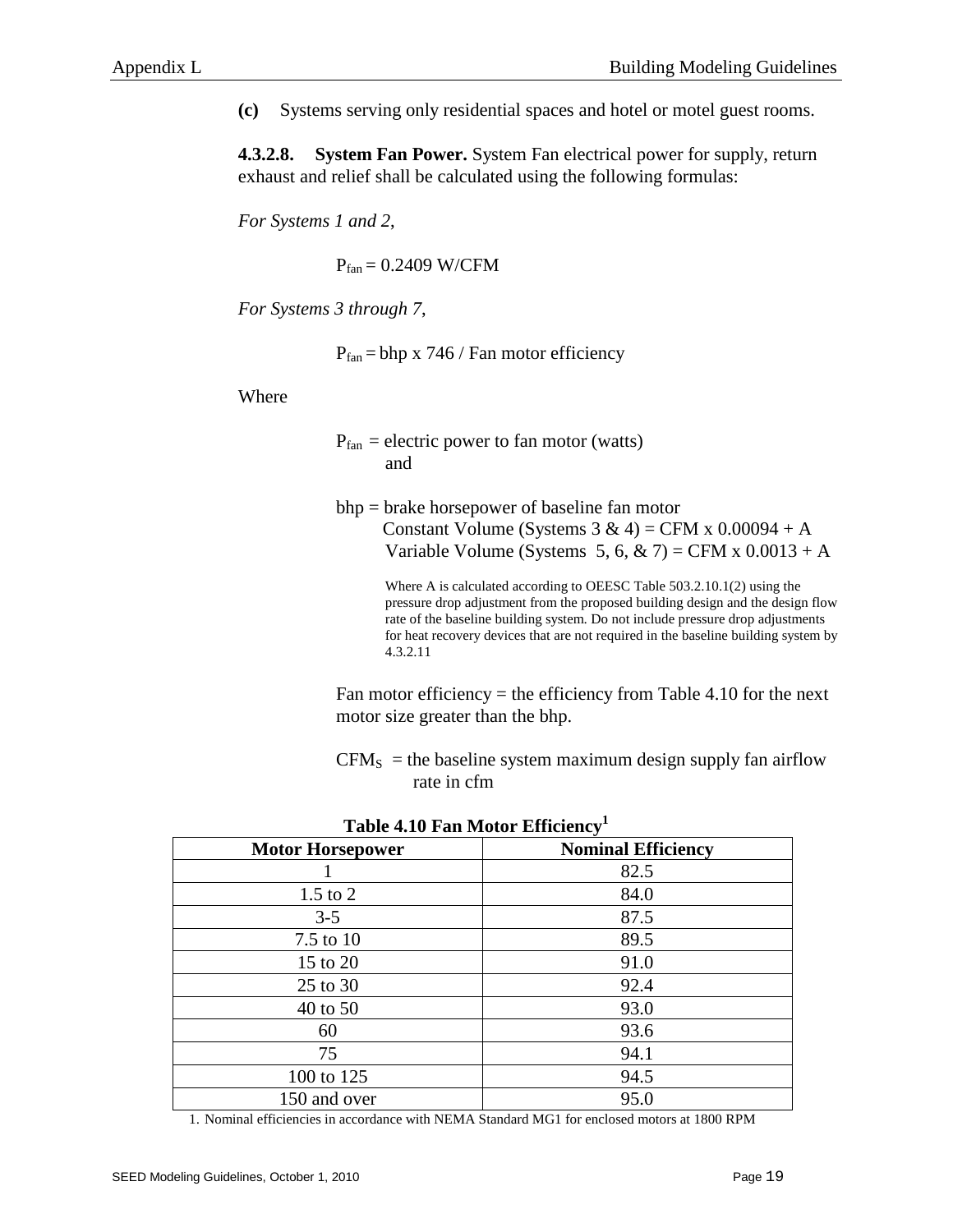**(c)** Systems serving only residential spaces and hotel or motel guest rooms.

**4.3.2.8. System Fan Power.** System Fan electrical power for supply, return exhaust and relief shall be calculated using the following formulas:

*For Systems 1 and 2*,

$$P_{fan} = 0.2409 \text{ W/CFM}$$

*For Systems 3 through 7*,

$$P_{fan} = \text{bhp} \times 746 / \text{Fan motor efficiency}$$

Where

$P_{fan}$ = electric power to fan motor (watts) and

bhp = brake horsepower of baseline fan motor
Constant Volume (Systems 3 & 4) = CFM x 0.00094 + A
Variable Volume (Systems 5, 6, & 7) = CFM x 0.0013 + A

Where A is calculated according to OEESC Table 503.2.10.1(2) using the pressure drop adjustment from the proposed building design and the design flow rate of the baseline building system. Do not include pressure drop adjustments for heat recovery devices that are not required in the baseline building system by 4.3.2.11

Fan motor efficiency = the efficiency from Table 4.10 for the next motor size greater than the bhp.

$CFM_S$ = the baseline system maximum design supply fan airflow rate in cfm

**Table 4.10 Fan Motor Efficiency**[1]

| Motor Horsepower | Nominal Efficiency |
|---|---|
| 1 | 82.5 |
| 1.5 to 2 | 84.0 |
| 3-5 | 87.5 |
| 7.5 to 10 | 89.5 |
| 15 to 20 | 91.0 |
| 25 to 30 | 92.4 |
| 40 to 50 | 93.0 |
| 60 | 93.6 |
| 75 | 94.1 |
| 100 to 125 | 94.5 |
| 150 and over | 95.0 |

1. Nominal efficiencies in accordance with NEMA Standard MG1 for enclosed motors at 1800 RPM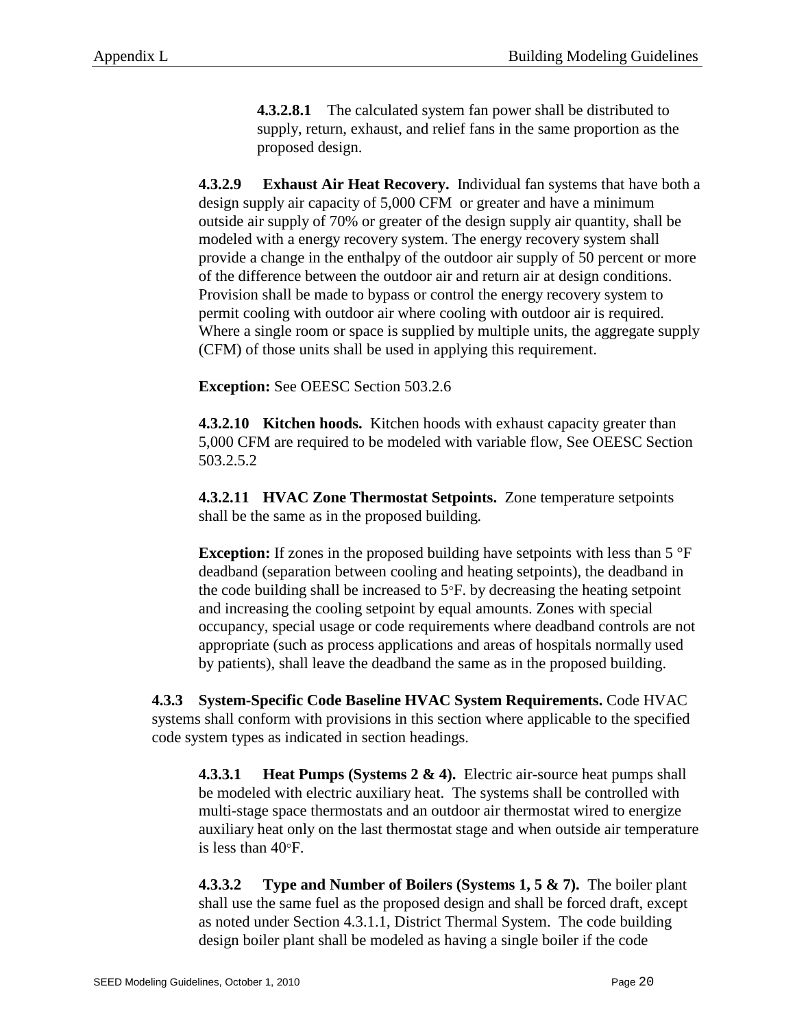**4.3.2.8.1** The calculated system fan power shall be distributed to supply, return, exhaust, and relief fans in the same proportion as the proposed design.

**4.3.2.9 Exhaust Air Heat Recovery.** Individual fan systems that have both a design supply air capacity of 5,000 CFM or greater and have a minimum outside air supply of 70% or greater of the design supply air quantity, shall be modeled with a energy recovery system. The energy recovery system shall provide a change in the enthalpy of the outdoor air supply of 50 percent or more of the difference between the outdoor air and return air at design conditions. Provision shall be made to bypass or control the energy recovery system to permit cooling with outdoor air where cooling with outdoor air is required. Where a single room or space is supplied by multiple units, the aggregate supply (CFM) of those units shall be used in applying this requirement.

**Exception:** See OEESC Section 503.2.6

**4.3.2.10 Kitchen hoods.** Kitchen hoods with exhaust capacity greater than 5,000 CFM are required to be modeled with variable flow, See OEESC Section 503.2.5.2

**4.3.2.11 HVAC Zone Thermostat Setpoints.** Zone temperature setpoints shall be the same as in the proposed building.

**Exception:** If zones in the proposed building have setpoints with less than 5 °F deadband (separation between cooling and heating setpoints), the deadband in the code building shall be increased to 5°F. by decreasing the heating setpoint and increasing the cooling setpoint by equal amounts. Zones with special occupancy, special usage or code requirements where deadband controls are not appropriate (such as process applications and areas of hospitals normally used by patients), shall leave the deadband the same as in the proposed building.

**4.3.3 System-Specific Code Baseline HVAC System Requirements.** Code HVAC systems shall conform with provisions in this section where applicable to the specified code system types as indicated in section headings.

**4.3.3.1 Heat Pumps (Systems 2 & 4).** Electric air-source heat pumps shall be modeled with electric auxiliary heat. The systems shall be controlled with multi-stage space thermostats and an outdoor air thermostat wired to energize auxiliary heat only on the last thermostat stage and when outside air temperature is less than 40°F.

**4.3.3.2 Type and Number of Boilers (Systems 1, 5 & 7).** The boiler plant shall use the same fuel as the proposed design and shall be forced draft, except as noted under Section 4.3.1.1, District Thermal System. The code building design boiler plant shall be modeled as having a single boiler if the code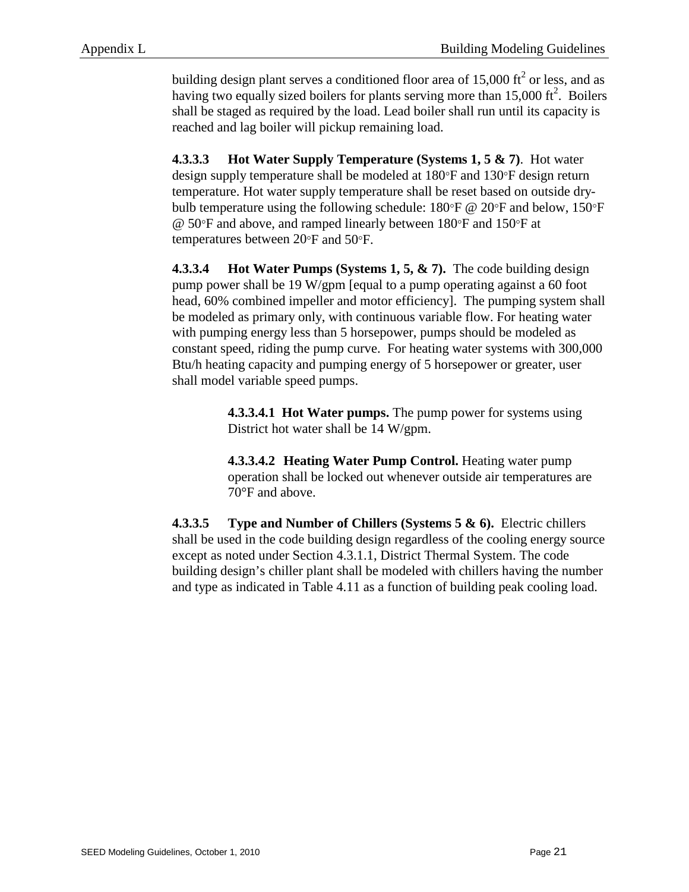building design plant serves a conditioned floor area of 15,000 $ft^2$ or less, and as having two equally sized boilers for plants serving more than 15,000 $ft^2$. Boilers shall be staged as required by the load. Lead boiler shall run until its capacity is reached and lag boiler will pickup remaining load.

**4.3.3.3 Hot Water Supply Temperature (Systems 1, 5 & 7)**. Hot water design supply temperature shall be modeled at 180◦F and 130◦F design return temperature. Hot water supply temperature shall be reset based on outside dry-bulb temperature using the following schedule: 180◦F @ 20◦F and below, 150◦F @ 50◦F and above, and ramped linearly between 180◦F and 150◦F at temperatures between 20◦F and 50◦F.

**4.3.3.4 Hot Water Pumps (Systems 1, 5, & 7).** The code building design pump power shall be 19 W/gpm [equal to a pump operating against a 60 foot head, 60% combined impeller and motor efficiency]. The pumping system shall be modeled as primary only, with continuous variable flow. For heating water with pumping energy less than 5 horsepower, pumps should be modeled as constant speed, riding the pump curve. For heating water systems with 300,000 Btu/h heating capacity and pumping energy of 5 horsepower or greater, user shall model variable speed pumps.

> **4.3.3.4.1 Hot Water pumps.** The pump power for systems using District hot water shall be 14 W/gpm.
>
> **4.3.3.4.2 Heating Water Pump Control.** Heating water pump operation shall be locked out whenever outside air temperatures are 70°F and above.

**4.3.3.5 Type and Number of Chillers (Systems 5 & 6).** Electric chillers shall be used in the code building design regardless of the cooling energy source except as noted under Section 4.3.1.1, District Thermal System. The code building design's chiller plant shall be modeled with chillers having the number and type as indicated in Table 4.11 as a function of building peak cooling load.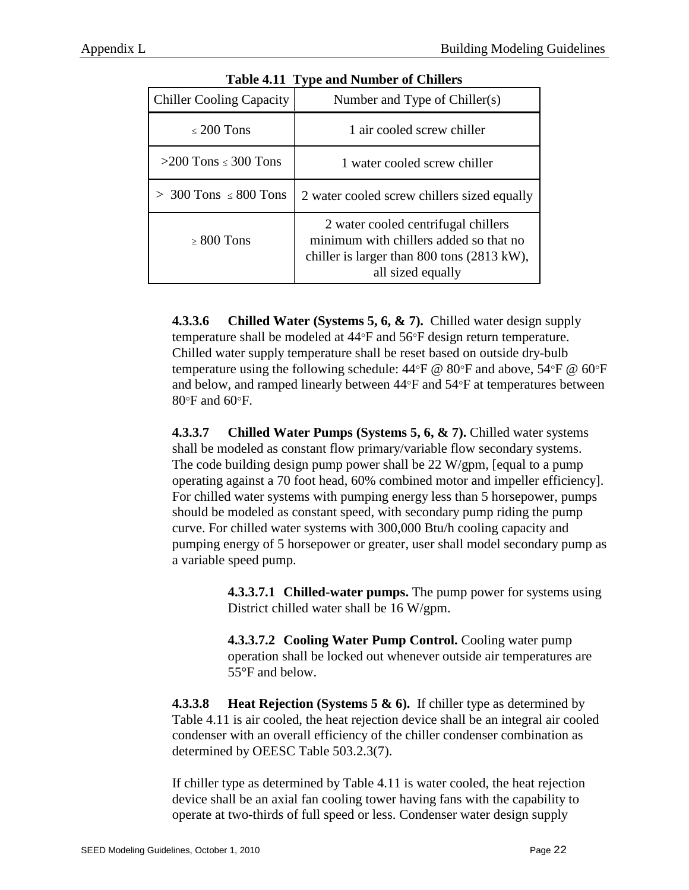**Table 4.11 Type and Number of Chillers**

| Chiller Cooling Capacity | Number and Type of Chiller(s) |
|---|---|
| ≤ 200 Tons | 1 air cooled screw chiller |
| >200 Tons ≤ 300 Tons | 1 water cooled screw chiller |
| > 300 Tons ≤ 800 Tons | 2 water cooled screw chillers sized equally |
| ≥ 800 Tons | 2 water cooled centrifugal chillers minimum with chillers added so that no chiller is larger than 800 tons (2813 kW), all sized equally |

**4.3.3.6 Chilled Water (Systems 5, 6, & 7).** Chilled water design supply temperature shall be modeled at 44°F and 56°F design return temperature. Chilled water supply temperature shall be reset based on outside dry-bulb temperature using the following schedule: 44°F @ 80°F and above, 54°F @ 60°F and below, and ramped linearly between 44°F and 54°F at temperatures between 80°F and 60°F.

**4.3.3.7 Chilled Water Pumps (Systems 5, 6, & 7).** Chilled water systems shall be modeled as constant flow primary/variable flow secondary systems. The code building design pump power shall be 22 W/gpm, [equal to a pump operating against a 70 foot head, 60% combined motor and impeller efficiency]. For chilled water systems with pumping energy less than 5 horsepower, pumps should be modeled as constant speed, with secondary pump riding the pump curve. For chilled water systems with 300,000 Btu/h cooling capacity and pumping energy of 5 horsepower or greater, user shall model secondary pump as a variable speed pump.

**4.3.3.7.1 Chilled-water pumps.** The pump power for systems using District chilled water shall be 16 W/gpm.

**4.3.3.7.2 Cooling Water Pump Control.** Cooling water pump operation shall be locked out whenever outside air temperatures are 55°F and below.

**4.3.3.8 Heat Rejection (Systems 5 & 6).** If chiller type as determined by Table 4.11 is air cooled, the heat rejection device shall be an integral air cooled condenser with an overall efficiency of the chiller condenser combination as determined by OEESC Table 503.2.3(7).

If chiller type as determined by Table 4.11 is water cooled, the heat rejection device shall be an axial fan cooling tower having fans with the capability to operate at two-thirds of full speed or less. Condenser water design supply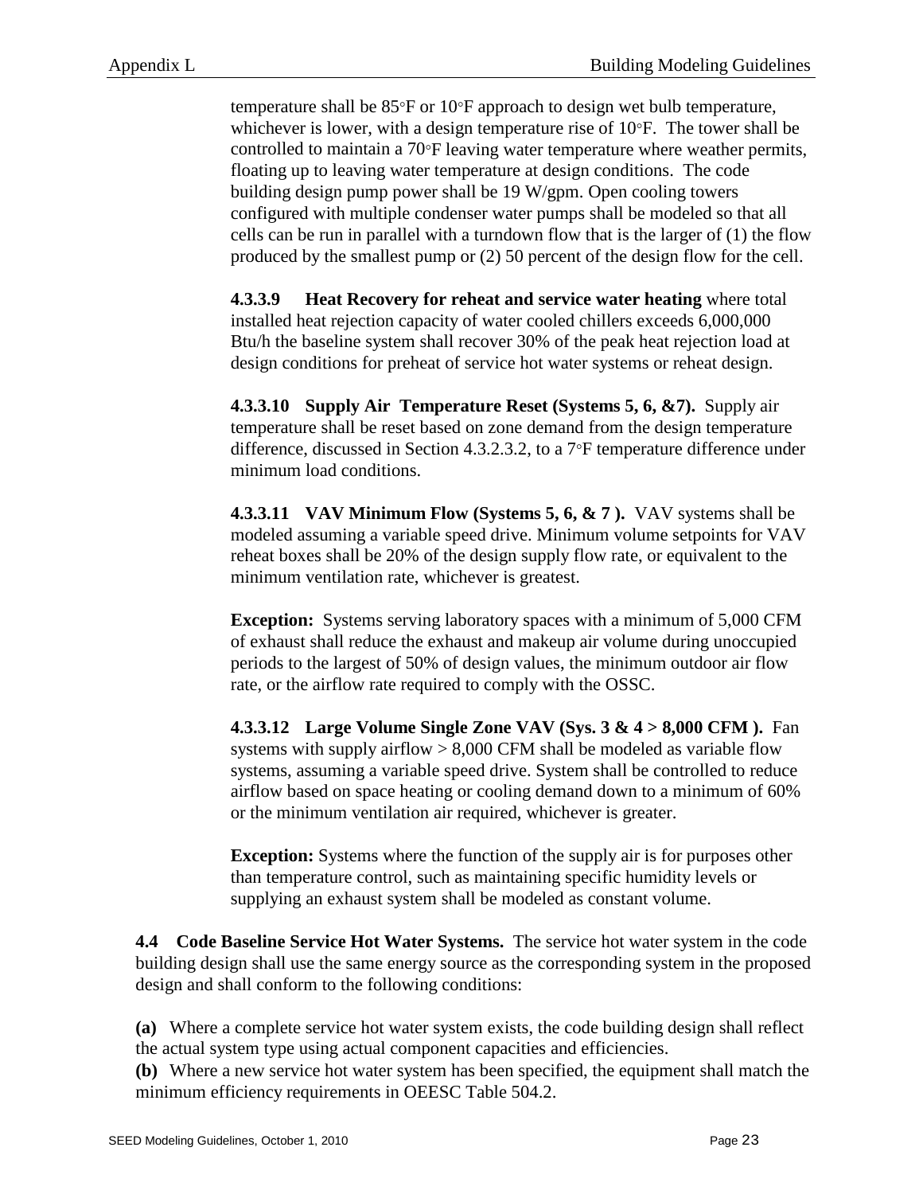temperature shall be 85°F or 10°F approach to design wet bulb temperature, whichever is lower, with a design temperature rise of 10°F. The tower shall be controlled to maintain a 70°F leaving water temperature where weather permits, floating up to leaving water temperature at design conditions. The code building design pump power shall be 19 W/gpm. Open cooling towers configured with multiple condenser water pumps shall be modeled so that all cells can be run in parallel with a turndown flow that is the larger of (1) the flow produced by the smallest pump or (2) 50 percent of the design flow for the cell.

**4.3.3.9 Heat Recovery for reheat and service water heating** where total installed heat rejection capacity of water cooled chillers exceeds 6,000,000 Btu/h the baseline system shall recover 30% of the peak heat rejection load at design conditions for preheat of service hot water systems or reheat design.

**4.3.3.10 Supply Air Temperature Reset (Systems 5, 6, &7).** Supply air temperature shall be reset based on zone demand from the design temperature difference, discussed in Section 4.3.2.3.2, to a 7°F temperature difference under minimum load conditions.

**4.3.3.11 VAV Minimum Flow (Systems 5, 6, & 7 ).** VAV systems shall be modeled assuming a variable speed drive. Minimum volume setpoints for VAV reheat boxes shall be 20% of the design supply flow rate, or equivalent to the minimum ventilation rate, whichever is greatest.

**Exception:** Systems serving laboratory spaces with a minimum of 5,000 CFM of exhaust shall reduce the exhaust and makeup air volume during unoccupied periods to the largest of 50% of design values, the minimum outdoor air flow rate, or the airflow rate required to comply with the OSSC.

**4.3.3.12 Large Volume Single Zone VAV (Sys. 3 & 4 > 8,000 CFM ).** Fan systems with supply airflow > 8,000 CFM shall be modeled as variable flow systems, assuming a variable speed drive. System shall be controlled to reduce airflow based on space heating or cooling demand down to a minimum of 60% or the minimum ventilation air required, whichever is greater.

**Exception:** Systems where the function of the supply air is for purposes other than temperature control, such as maintaining specific humidity levels or supplying an exhaust system shall be modeled as constant volume.

**4.4 Code Baseline Service Hot Water Systems.** The service hot water system in the code building design shall use the same energy source as the corresponding system in the proposed design and shall conform to the following conditions:

**(a)** Where a complete service hot water system exists, the code building design shall reflect the actual system type using actual component capacities and efficiencies.
**(b)** Where a new service hot water system has been specified, the equipment shall match the minimum efficiency requirements in OEESC Table 504.2.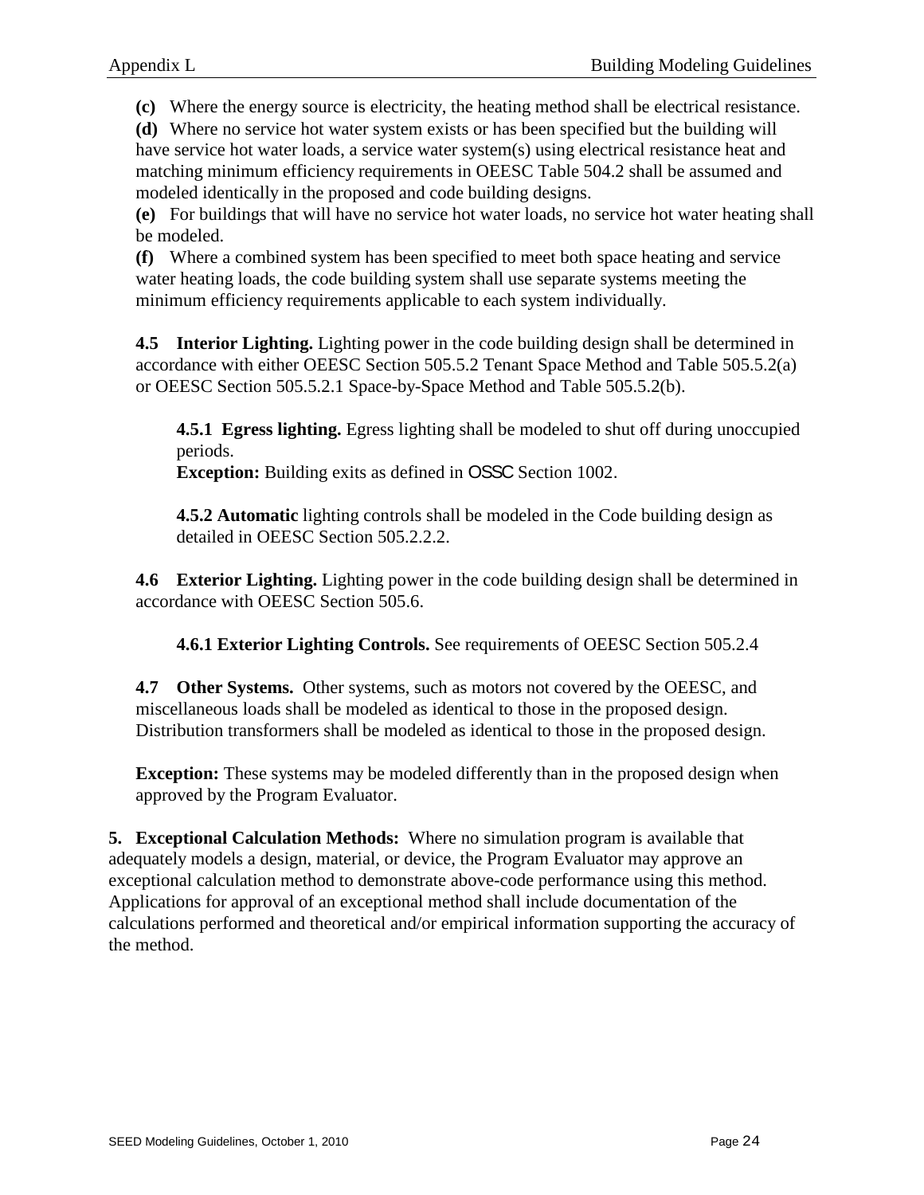**(c)** Where the energy source is electricity, the heating method shall be electrical resistance.

**(d)** Where no service hot water system exists or has been specified but the building will have service hot water loads, a service water system(s) using electrical resistance heat and matching minimum efficiency requirements in OEESC Table 504.2 shall be assumed and modeled identically in the proposed and code building designs.

**(e)** For buildings that will have no service hot water loads, no service hot water heating shall be modeled.

**(f)** Where a combined system has been specified to meet both space heating and service water heating loads, the code building system shall use separate systems meeting the minimum efficiency requirements applicable to each system individually.

**4.5 Interior Lighting.** Lighting power in the code building design shall be determined in accordance with either OEESC Section 505.5.2 Tenant Space Method and Table 505.5.2(a) or OEESC Section 505.5.2.1 Space-by-Space Method and Table 505.5.2(b).

**4.5.1 Egress lighting.** Egress lighting shall be modeled to shut off during unoccupied periods.

**Exception:** Building exits as defined in OSSC Section 1002.

**4.5.2 Automatic** lighting controls shall be modeled in the Code building design as detailed in OEESC Section 505.2.2.2.

**4.6 Exterior Lighting.** Lighting power in the code building design shall be determined in accordance with OEESC Section 505.6.

**4.6.1 Exterior Lighting Controls.** See requirements of OEESC Section 505.2.4

**4.7 Other Systems.** Other systems, such as motors not covered by the OEESC, and miscellaneous loads shall be modeled as identical to those in the proposed design. Distribution transformers shall be modeled as identical to those in the proposed design.

**Exception:** These systems may be modeled differently than in the proposed design when approved by the Program Evaluator.

**5. Exceptional Calculation Methods:** Where no simulation program is available that adequately models a design, material, or device, the Program Evaluator may approve an exceptional calculation method to demonstrate above-code performance using this method. Applications for approval of an exceptional method shall include documentation of the calculations performed and theoretical and/or empirical information supporting the accuracy of the method.